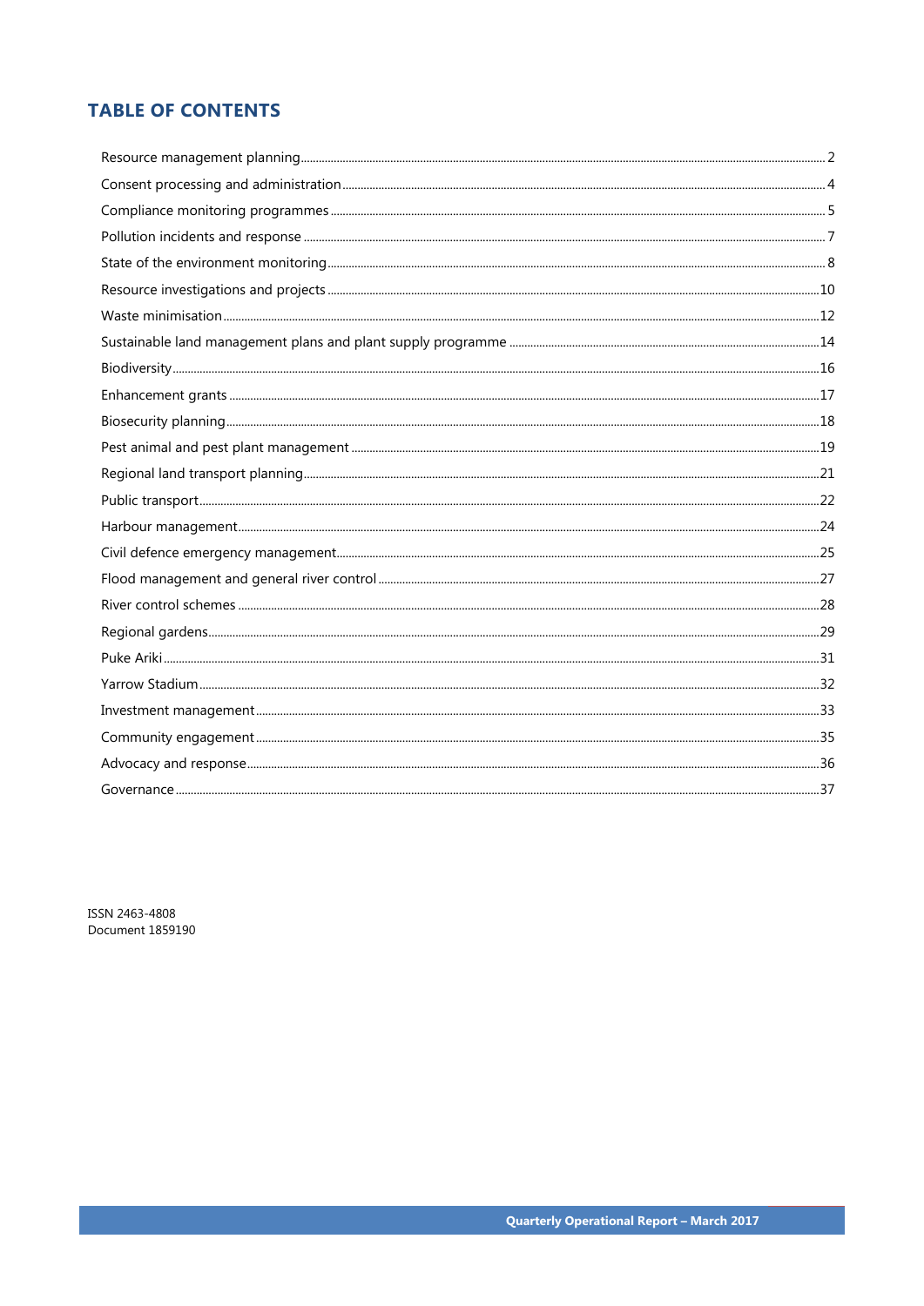## TABLE OF CONTENTS

| Section | Page |
| --- | --- |
| Resource management planning | 2 |
| Consent processing and administration | 4 |
| Compliance monitoring programmes | 5 |
| Pollution incidents and response | 7 |
| State of the environment monitoring | 8 |
| Resource investigations and projects | 10 |
| Waste minimisation | 12 |
| Sustainable land management plans and plant supply programme | 14 |
| Biodiversity | 16 |
| Enhancement grants | 17 |
| Biosecurity planning | 18 |
| Pest animal and pest plant management | 19 |
| Regional land transport planning | 21 |
| Public transport | 22 |
| Harbour management | 24 |
| Civil defence emergency management | 25 |
| Flood management and general river control | 27 |
| River control schemes | 28 |
| Regional gardens | 29 |
| Puke Ariki | 31 |
| Yarrow Stadium | 32 |
| Investment management | 33 |
| Community engagement | 35 |
| Advocacy and response | 36 |
| Governance | 37 |

ISSN 2463-4808
Document 1859190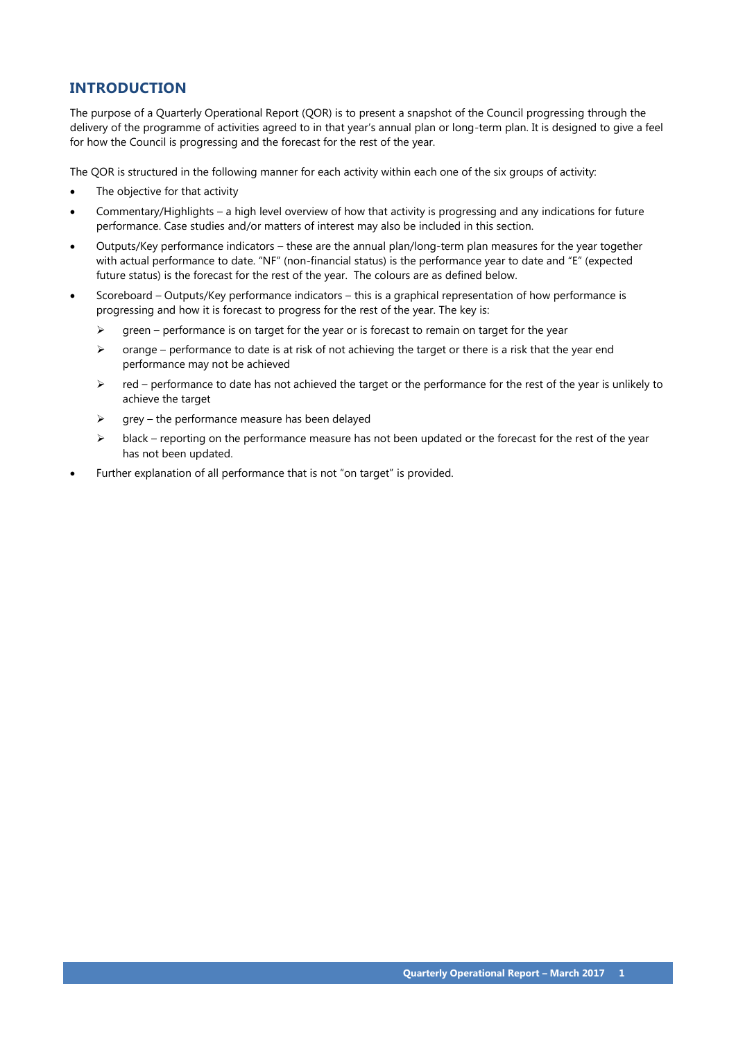## INTRODUCTION

The purpose of a Quarterly Operational Report (QOR) is to present a snapshot of the Council progressing through the delivery of the programme of activities agreed to in that year's annual plan or long-term plan. It is designed to give a feel for how the Council is progressing and the forecast for the rest of the year.

The QOR is structured in the following manner for each activity within each one of the six groups of activity:

- The objective for that activity
- Commentary/Highlights – a high level overview of how that activity is progressing and any indications for future performance. Case studies and/or matters of interest may also be included in this section.
- Outputs/Key performance indicators – these are the annual plan/long-term plan measures for the year together with actual performance to date. "NF" (non-financial status) is the performance year to date and "E" (expected future status) is the forecast for the rest of the year. The colours are as defined below.
- Scoreboard – Outputs/Key performance indicators – this is a graphical representation of how performance is progressing and how it is forecast to progress for the rest of the year. The key is:
  - green – performance is on target for the year or is forecast to remain on target for the year
  - orange – performance to date is at risk of not achieving the target or there is a risk that the year end performance may not be achieved
  - red – performance to date has not achieved the target or the performance for the rest of the year is unlikely to achieve the target
  - grey – the performance measure has been delayed
  - black – reporting on the performance measure has not been updated or the forecast for the rest of the year has not been updated.
- Further explanation of all performance that is not "on target" is provided.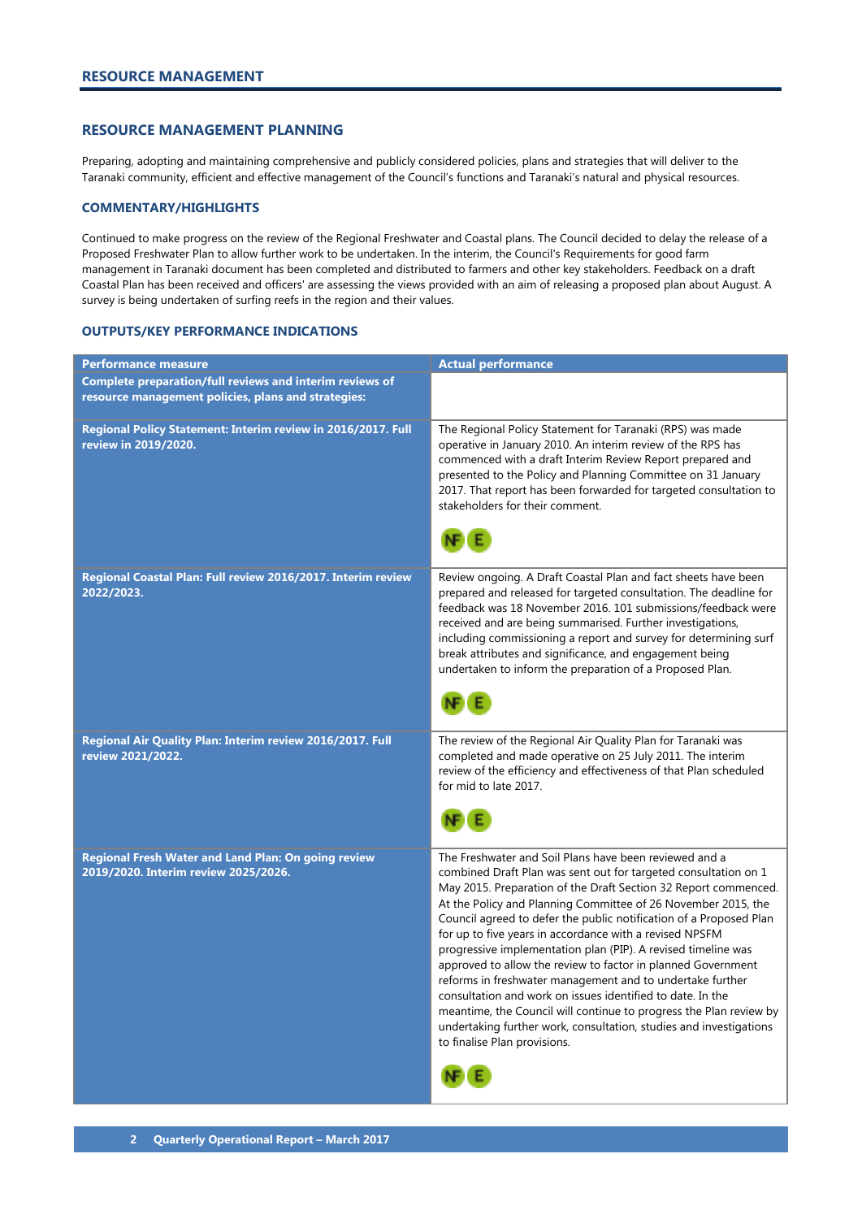# RESOURCE MANAGEMENT

## RESOURCE MANAGEMENT PLANNING

Preparing, adopting and maintaining comprehensive and publicly considered policies, plans and strategies that will deliver to the Taranaki community, efficient and effective management of the Council's functions and Taranaki's natural and physical resources.

### COMMENTARY/HIGHLIGHTS

Continued to make progress on the review of the Regional Freshwater and Coastal plans. The Council decided to delay the release of a Proposed Freshwater Plan to allow further work to be undertaken. In the interim, the Council's Requirements for good farm management in Taranaki document has been completed and distributed to farmers and other key stakeholders. Feedback on a draft Coastal Plan has been received and officers' are assessing the views provided with an aim of releasing a proposed plan about August. A survey is being undertaken of surfing reefs in the region and their values.

### OUTPUTS/KEY PERFORMANCE INDICATIONS

| Performance measure | Actual performance |
|---|---|
| **Complete preparation/full reviews and interim reviews of resource management policies, plans and strategies:** | |
| **Regional Policy Statement: Interim review in 2016/2017. Full review in 2019/2020.** | The Regional Policy Statement for Taranaki (RPS) was made operative in January 2010. An interim review of the RPS has commenced with a draft Interim Review Report prepared and presented to the Policy and Planning Committee on 31 January 2017. That report has been forwarded for targeted consultation to stakeholders for their comment. NF E |
| **Regional Coastal Plan: Full review 2016/2017. Interim review 2022/2023.** | Review ongoing. A Draft Coastal Plan and fact sheets have been prepared and released for targeted consultation. The deadline for feedback was 18 November 2016. 101 submissions/feedback were received and are being summarised. Further investigations, including commissioning a report and survey for determining surf break attributes and significance, and engagement being undertaken to inform the preparation of a Proposed Plan. NF E |
| **Regional Air Quality Plan: Interim review 2016/2017. Full review 2021/2022.** | The review of the Regional Air Quality Plan for Taranaki was completed and made operative on 25 July 2011. The interim review of the efficiency and effectiveness of that Plan scheduled for mid to late 2017. NF E |
| **Regional Fresh Water and Land Plan: On going review 2019/2020. Interim review 2025/2026.** | The Freshwater and Soil Plans have been reviewed and a combined Draft Plan was sent out for targeted consultation on 1 May 2015. Preparation of the Draft Section 32 Report commenced. At the Policy and Planning Committee of 26 November 2015, the Council agreed to defer the public notification of a Proposed Plan for up to five years in accordance with a revised NPSFM progressive implementation plan (PIP). A revised timeline was approved to allow the review to factor in planned Government reforms in freshwater management and to undertake further consultation and work on issues identified to date. In the meantime, the Council will continue to progress the Plan review by undertaking further work, consultation, studies and investigations to finalise Plan provisions. NF E |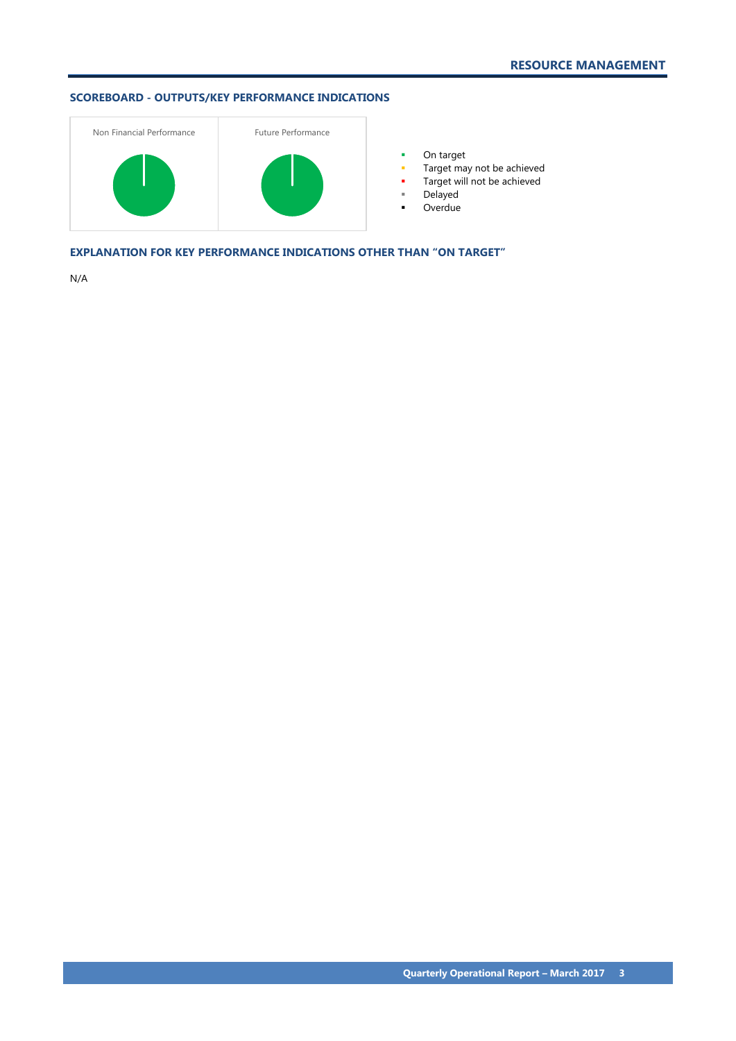## SCOREBOARD - OUTPUTS/KEY PERFORMANCE INDICATIONS

Non Financial Performance

Future Performance

- On target
- Target may not be achieved
- Target will not be achieved
- Delayed
- Overdue

## EXPLANATION FOR KEY PERFORMANCE INDICATIONS OTHER THAN "ON TARGET"

N/A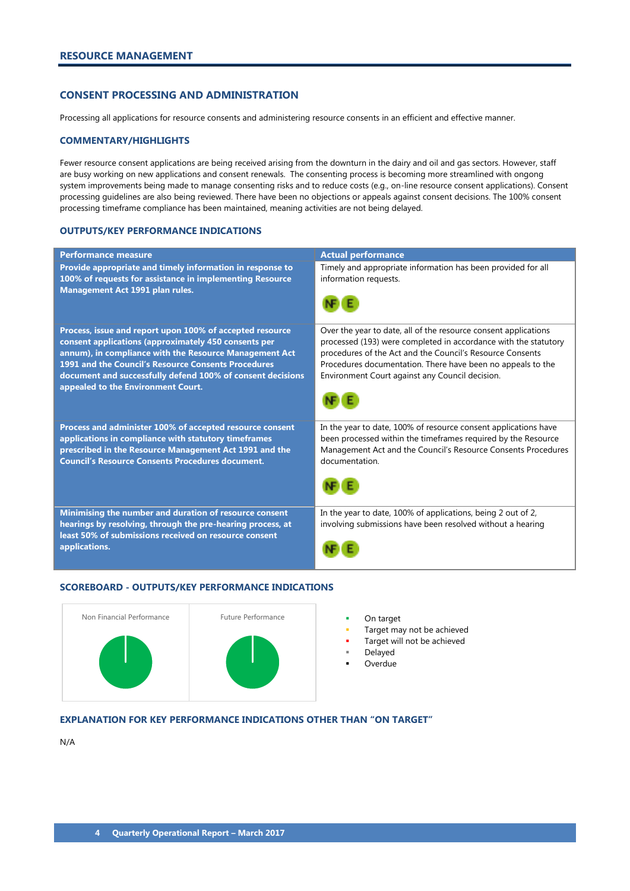# RESOURCE MANAGEMENT

## CONSENT PROCESSING AND ADMINISTRATION

Processing all applications for resource consents and administering resource consents in an efficient and effective manner.

### COMMENTARY/HIGHLIGHTS

Fewer resource consent applications are being received arising from the downturn in the dairy and oil and gas sectors. However, staff are busy working on new applications and consent renewals. The consenting process is becoming more streamlined with ongong system improvements being made to manage consenting risks and to reduce costs (e.g., on-line resource consent applications). Consent processing guidelines are also being reviewed. There have been no objections or appeals against consent decisions. The 100% consent processing timeframe compliance has been maintained, meaning activities are not being delayed.

### OUTPUTS/KEY PERFORMANCE INDICATIONS

| Performance measure | Actual performance |
|---|---|
| **Provide appropriate and timely information in response to 100% of requests for assistance in implementing Resource Management Act 1991 plan rules.** | Timely and appropriate information has been provided for all information requests. NF E |
| **Process, issue and report upon 100% of accepted resource consent applications (approximately 450 consents per annum), in compliance with the Resource Management Act 1991 and the Council's Resource Consents Procedures document and successfully defend 100% of consent decisions appealed to the Environment Court.** | Over the year to date, all of the resource consent applications processed (193) were completed in accordance with the statutory procedures of the Act and the Council's Resource Consents Procedures documentation. There have been no appeals to the Environment Court against any Council decision. NF E |
| **Process and administer 100% of accepted resource consent applications in compliance with statutory timeframes prescribed in the Resource Management Act 1991 and the Council's Resource Consents Procedures document.** | In the year to date, 100% of resource consent applications have been processed within the timeframes required by the Resource Management Act and the Council's Resource Consents Procedures documentation. NF E |
| **Minimising the number and duration of resource consent hearings by resolving, through the pre-hearing process, at least 50% of submissions received on resource consent applications.** | In the year to date, 100% of applications, being 2 out of 2, involving submissions have been resolved without a hearing NF E |

### SCOREBOARD - OUTPUTS/KEY PERFORMANCE INDICATIONS

Non Financial Performance | Future Performance

- On target
- Target may not be achieved
- Target will not be achieved
- Delayed
- Overdue

### EXPLANATION FOR KEY PERFORMANCE INDICATIONS OTHER THAN "ON TARGET"

N/A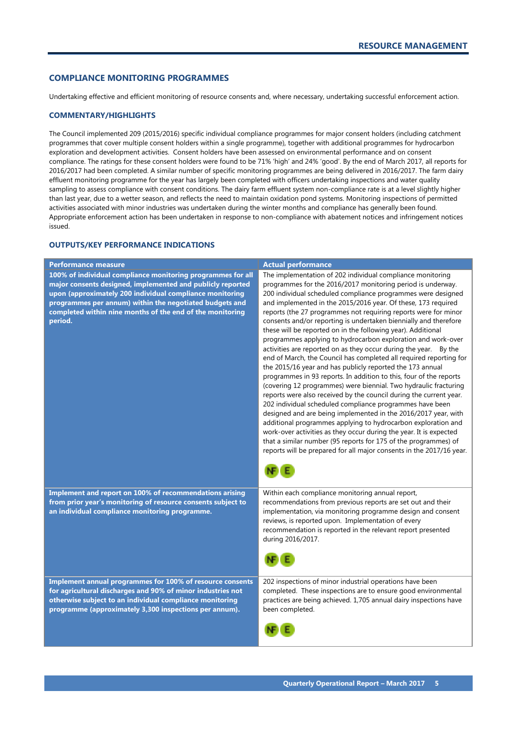## COMPLIANCE MONITORING PROGRAMMES

Undertaking effective and efficient monitoring of resource consents and, where necessary, undertaking successful enforcement action.

### COMMENTARY/HIGHLIGHTS

The Council implemented 209 (2015/2016) specific individual compliance programmes for major consent holders (including catchment programmes that cover multiple consent holders within a single programme), together with additional programmes for hydrocarbon exploration and development activities. Consent holders have been assessed on environmental performance and on consent compliance. The ratings for these consent holders were found to be 71% 'high' and 24% 'good'. By the end of March 2017, all reports for 2016/2017 had been completed. A similar number of specific monitoring programmes are being delivered in 2016/2017. The farm dairy effluent monitoring programme for the year has largely been completed with officers undertaking inspections and water quality sampling to assess compliance with consent conditions. The dairy farm effluent system non-compliance rate is at a level slightly higher than last year, due to a wetter season, and reflects the need to maintain oxidation pond systems. Monitoring inspections of permitted activities associated with minor industries was undertaken during the winter months and compliance has generally been found. Appropriate enforcement action has been undertaken in response to non-compliance with abatement notices and infringement notices issued.

### OUTPUTS/KEY PERFORMANCE INDICATIONS

| Performance measure | Actual performance |
|---|---|
| **100% of individual compliance monitoring programmes for all major consents designed, implemented and publicly reported upon (approximately 200 individual compliance monitoring programmes per annum) within the negotiated budgets and completed within nine months of the end of the monitoring period.** | The implementation of 202 individual compliance monitoring programmes for the 2016/2017 monitoring period is underway. 200 individual scheduled compliance programmes were designed and implemented in the 2015/2016 year. Of these, 173 required reports (the 27 programmes not requiring reports were for minor consents and/or reporting is undertaken biennially and therefore these will be reported on in the following year). Additional programmes applying to hydrocarbon exploration and work-over activities are reported on as they occur during the year. By the end of March, the Council has completed all required reporting for the 2015/16 year and has publicly reported the 173 annual programmes in 93 reports. In addition to this, four of the reports (covering 12 programmes) were biennial. Two hydraulic fracturing reports were also received by the council during the current year. 202 individual scheduled compliance programmes have been designed and are being implemented in the 2016/2017 year, with additional programmes applying to hydrocarbon exploration and work-over activities as they occur during the year. It is expected that a similar number (95 reports for 175 of the programmes) of reports will be prepared for all major consents in the 2017/16 year. NF E |
| **Implement and report on 100% of recommendations arising from prior year's monitoring of resource consents subject to an individual compliance monitoring programme.** | Within each compliance monitoring annual report, recommendations from previous reports are set out and their implementation, via monitoring programme design and consent reviews, is reported upon. Implementation of every recommendation is reported in the relevant report presented during 2016/2017. NF E |
| **Implement annual programmes for 100% of resource consents for agricultural discharges and 90% of minor industries not otherwise subject to an individual compliance monitoring programme (approximately 3,300 inspections per annum).** | 202 inspections of minor industrial operations have been completed. These inspections are to ensure good environmental practices are being achieved. 1,705 annual dairy inspections have been completed. NF E |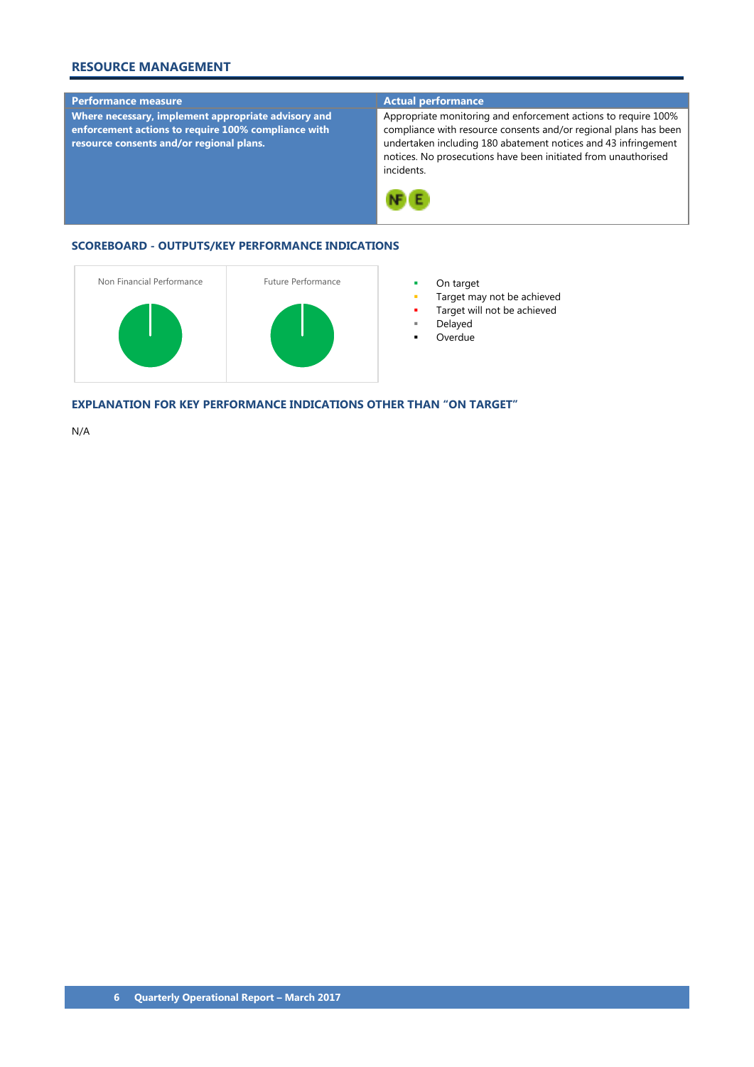## RESOURCE MANAGEMENT

| Performance measure | Actual performance |
| --- | --- |
| **Where necessary, implement appropriate advisory and enforcement actions to require 100% compliance with resource consents and/or regional plans.** | Appropriate monitoring and enforcement actions to require 100% compliance with resource consents and/or regional plans has been undertaken including 180 abatement notices and 43 infringement notices. No prosecutions have been initiated from unauthorised incidents. NF E |

### SCOREBOARD - OUTPUTS/KEY PERFORMANCE INDICATIONS

| Non Financial Performance | Future Performance |
| --- | --- |

- On target
- Target may not be achieved
- Target will not be achieved
- Delayed
- Overdue

### EXPLANATION FOR KEY PERFORMANCE INDICATIONS OTHER THAN "ON TARGET"

N/A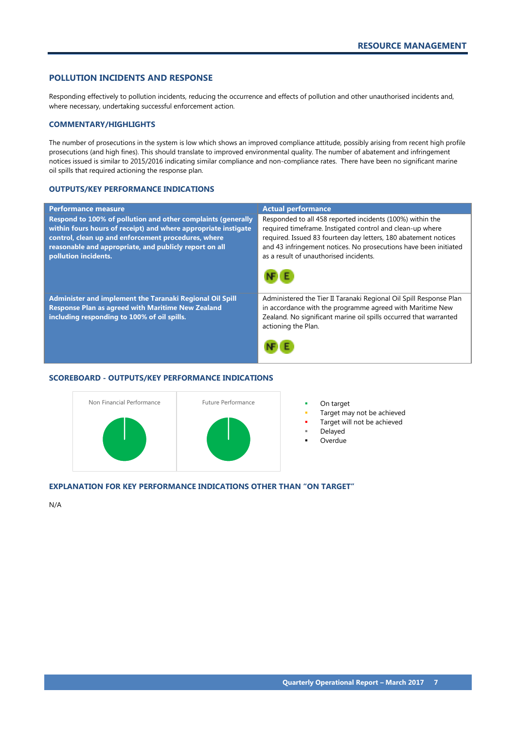## POLLUTION INCIDENTS AND RESPONSE

Responding effectively to pollution incidents, reducing the occurrence and effects of pollution and other unauthorised incidents and, where necessary, undertaking successful enforcement action.

### COMMENTARY/HIGHLIGHTS

The number of prosecutions in the system is low which shows an improved compliance attitude, possibly arising from recent high profile prosecutions (and high fines). This should translate to improved environmental quality. The number of abatement and infringement notices issued is similar to 2015/2016 indicating similar compliance and non-compliance rates. There have been no significant marine oil spills that required actioning the response plan.

### OUTPUTS/KEY PERFORMANCE INDICATIONS

| Performance measure | Actual performance |
|---|---|
| **Respond to 100% of pollution and other complaints (generally within fours hours of receipt) and where appropriate instigate control, clean up and enforcement procedures, where reasonable and appropriate, and publicly report on all pollution incidents.** | Responded to all 458 reported incidents (100%) within the required timeframe. Instigated control and clean-up where required. Issued 83 fourteen day letters, 180 abatement notices and 43 infringement notices. No prosecutions have been initiated as a result of unauthorised incidents. NF E |
| **Administer and implement the Taranaki Regional Oil Spill Response Plan as agreed with Maritime New Zealand including responding to 100% of oil spills.** | Administered the Tier II Taranaki Regional Oil Spill Response Plan in accordance with the programme agreed with Maritime New Zealand. No significant marine oil spills occurred that warranted actioning the Plan. NF E |

### SCOREBOARD - OUTPUTS/KEY PERFORMANCE INDICATIONS

Non Financial Performance

Future Performance

- On target
- Target may not be achieved
- Target will not be achieved
- Delayed
- Overdue

### EXPLANATION FOR KEY PERFORMANCE INDICATIONS OTHER THAN "ON TARGET"

N/A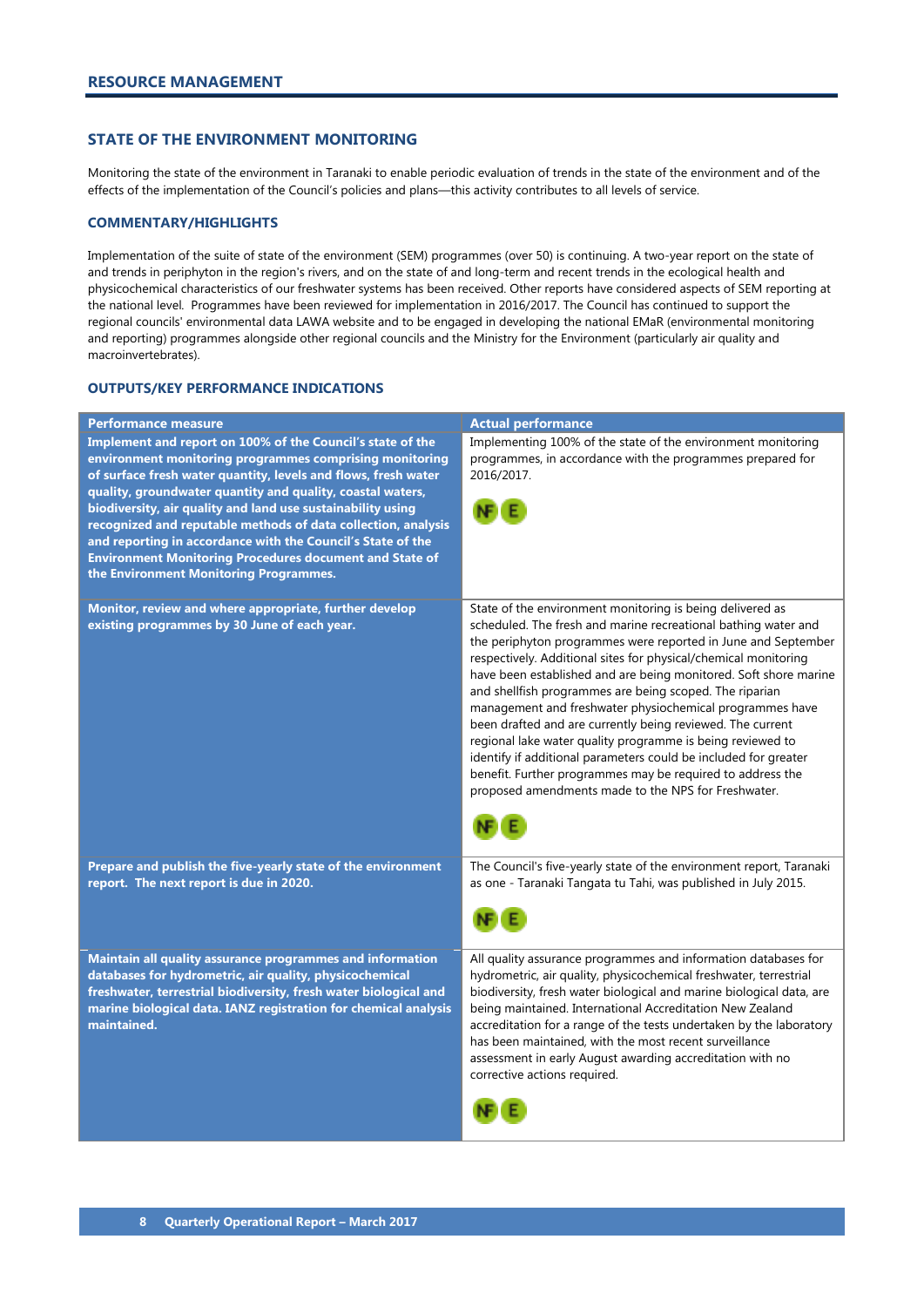# RESOURCE MANAGEMENT

## STATE OF THE ENVIRONMENT MONITORING

Monitoring the state of the environment in Taranaki to enable periodic evaluation of trends in the state of the environment and of the effects of the implementation of the Council's policies and plans—this activity contributes to all levels of service.

### COMMENTARY/HIGHLIGHTS

Implementation of the suite of state of the environment (SEM) programmes (over 50) is continuing. A two-year report on the state of and trends in periphyton in the region's rivers, and on the state of and long-term and recent trends in the ecological health and physicochemical characteristics of our freshwater systems has been received. Other reports have considered aspects of SEM reporting at the national level. Programmes have been reviewed for implementation in 2016/2017. The Council has continued to support the regional councils' environmental data LAWA website and to be engaged in developing the national EMaR (environmental monitoring and reporting) programmes alongside other regional councils and the Ministry for the Environment (particularly air quality and macroinvertebrates).

### OUTPUTS/KEY PERFORMANCE INDICATIONS

| Performance measure | Actual performance |
|---|---|
| **Implement and report on 100% of the Council's state of the environment monitoring programmes comprising monitoring of surface fresh water quantity, levels and flows, fresh water quality, groundwater quantity and quality, coastal waters, biodiversity, air quality and land use sustainability using recognized and reputable methods of data collection, analysis and reporting in accordance with the Council's State of the Environment Monitoring Procedures document and State of the Environment Monitoring Programmes.** | Implementing 100% of the state of the environment monitoring programmes, in accordance with the programmes prepared for 2016/2017. NF E |
| **Monitor, review and where appropriate, further develop existing programmes by 30 June of each year.** | State of the environment monitoring is being delivered as scheduled. The fresh and marine recreational bathing water and the periphyton programmes were reported in June and September respectively. Additional sites for physical/chemical monitoring have been established and are being monitored. Soft shore marine and shellfish programmes are being scoped. The riparian management and freshwater physiochemical programmes have been drafted and are currently being reviewed. The current regional lake water quality programme is being reviewed to identify if additional parameters could be included for greater benefit. Further programmes may be required to address the proposed amendments made to the NPS for Freshwater. NF E |
| **Prepare and publish the five-yearly state of the environment report. The next report is due in 2020.** | The Council's five-yearly state of the environment report, Taranaki as one - Taranaki Tangata tu Tahi, was published in July 2015. NF E |
| **Maintain all quality assurance programmes and information databases for hydrometric, air quality, physicochemical freshwater, terrestrial biodiversity, fresh water biological and marine biological data. IANZ registration for chemical analysis maintained.** | All quality assurance programmes and information databases for hydrometric, air quality, physicochemical freshwater, terrestrial biodiversity, fresh water biological and marine biological data, are being maintained. International Accreditation New Zealand accreditation for a range of the tests undertaken by the laboratory has been maintained, with the most recent surveillance assessment in early August awarding accreditation with no corrective actions required. NF E |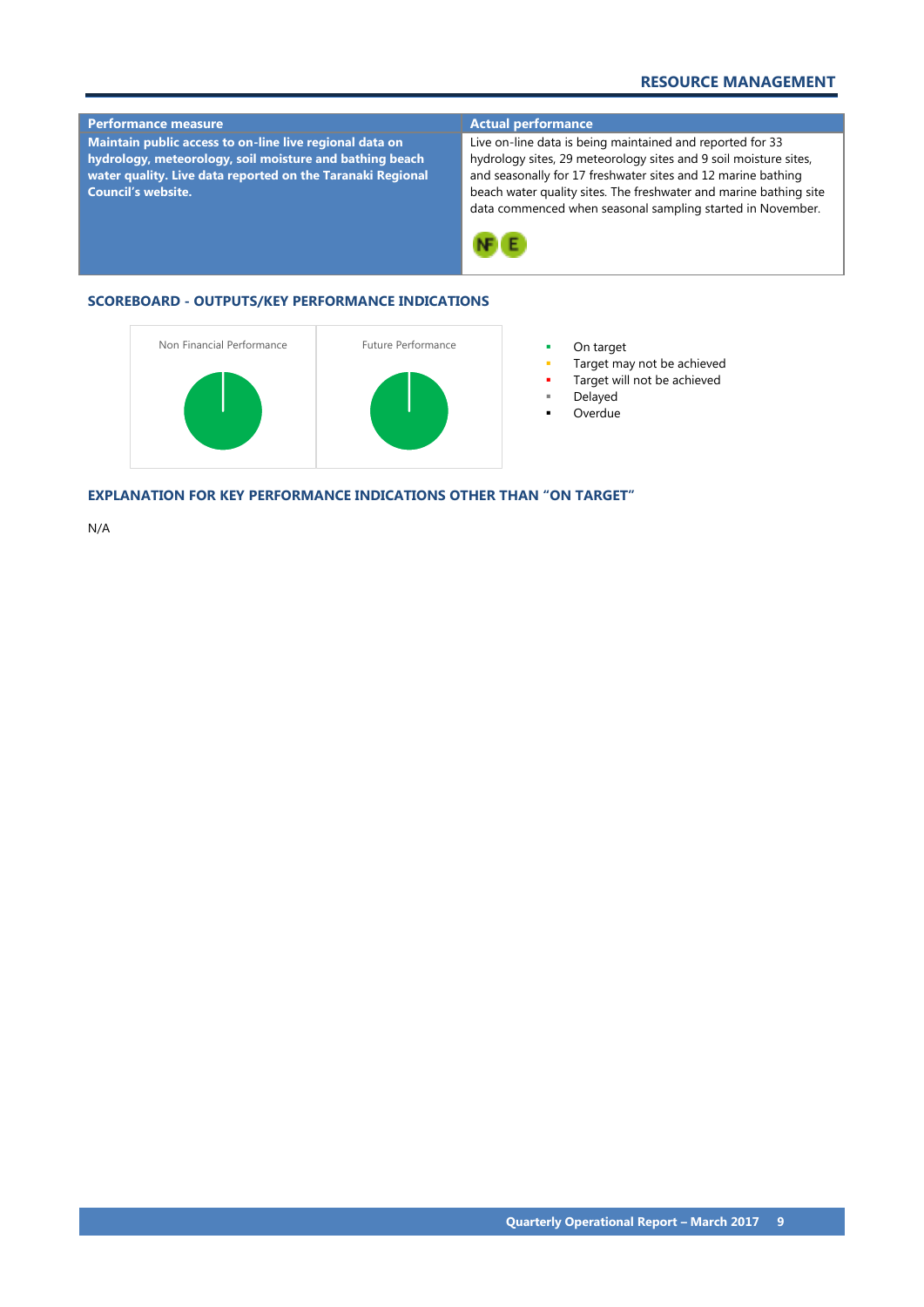| Performance measure | Actual performance |
| --- | --- |
| **Maintain public access to on-line live regional data on hydrology, meteorology, soil moisture and bathing beach water quality. Live data reported on the Taranaki Regional Council's website.** | Live on-line data is being maintained and reported for 33 hydrology sites, 29 meteorology sites and 9 soil moisture sites, and seasonally for 17 freshwater sites and 12 marine bathing beach water quality sites. The freshwater and marine bathing site data commenced when seasonal sampling started in November. NF E |

## SCOREBOARD - OUTPUTS/KEY PERFORMANCE INDICATIONS

Non Financial Performance

Future Performance

- On target
- Target may not be achieved
- Target will not be achieved
- Delayed
- Overdue

## EXPLANATION FOR KEY PERFORMANCE INDICATIONS OTHER THAN "ON TARGET"

N/A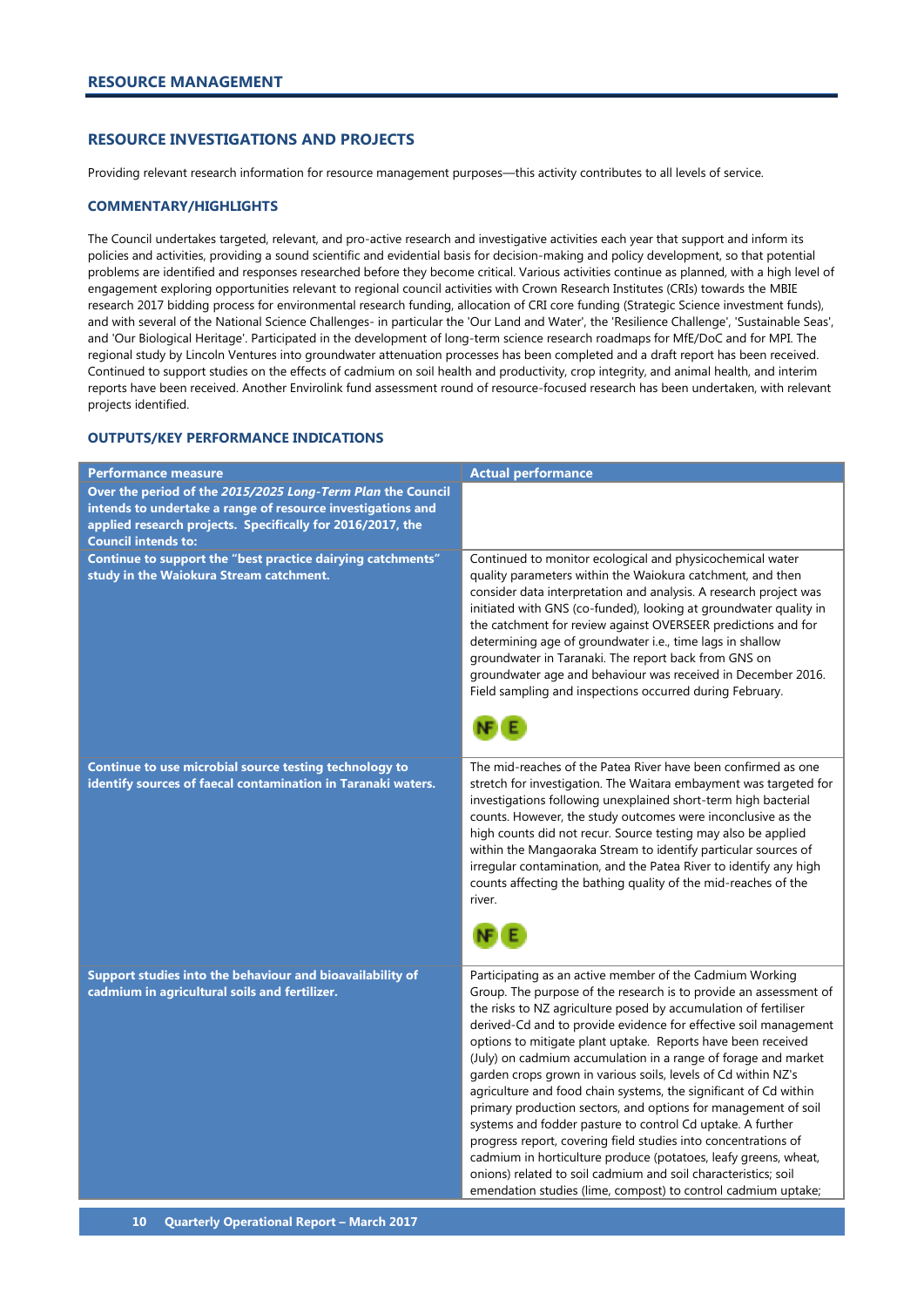## RESOURCE MANAGEMENT

### RESOURCE INVESTIGATIONS AND PROJECTS

Providing relevant research information for resource management purposes—this activity contributes to all levels of service.

#### COMMENTARY/HIGHLIGHTS

The Council undertakes targeted, relevant, and pro-active research and investigative activities each year that support and inform its policies and activities, providing a sound scientific and evidential basis for decision-making and policy development, so that potential problems are identified and responses researched before they become critical. Various activities continue as planned, with a high level of engagement exploring opportunities relevant to regional council activities with Crown Research Institutes (CRIs) towards the MBIE research 2017 bidding process for environmental research funding, allocation of CRI core funding (Strategic Science investment funds), and with several of the National Science Challenges- in particular the 'Our Land and Water', the 'Resilience Challenge', 'Sustainable Seas', and 'Our Biological Heritage'. Participated in the development of long-term science research roadmaps for MfE/DoC and for MPI. The regional study by Lincoln Ventures into groundwater attenuation processes has been completed and a draft report has been received. Continued to support studies on the effects of cadmium on soil health and productivity, crop integrity, and animal health, and interim reports have been received. Another Envirolink fund assessment round of resource-focused research has been undertaken, with relevant projects identified.

#### OUTPUTS/KEY PERFORMANCE INDICATIONS

| Performance measure | Actual performance |
|---|---|
| **Over the period of the *2015/2025 Long-Term Plan* the Council intends to undertake a range of resource investigations and applied research projects. Specifically for 2016/2017, the Council intends to:** | |
| **Continue to support the "best practice dairying catchments" study in the Waiokura Stream catchment.** | Continued to monitor ecological and physicochemical water quality parameters within the Waiokura catchment, and then consider data interpretation and analysis. A research project was initiated with GNS (co-funded), looking at groundwater quality in the catchment for review against OVERSEER predictions and for determining age of groundwater i.e., time lags in shallow groundwater in Taranaki. The report back from GNS on groundwater age and behaviour was received in December 2016. Field sampling and inspections occurred during February. NF E |
| **Continue to use microbial source testing technology to identify sources of faecal contamination in Taranaki waters.** | The mid-reaches of the Patea River have been confirmed as one stretch for investigation. The Waitara embayment was targeted for investigations following unexplained short-term high bacterial counts. However, the study outcomes were inconclusive as the high counts did not recur. Source testing may also be applied within the Mangaoraka Stream to identify particular sources of irregular contamination, and the Patea River to identify any high counts affecting the bathing quality of the mid-reaches of the river. NF E |
| **Support studies into the behaviour and bioavailability of cadmium in agricultural soils and fertilizer.** | Participating as an active member of the Cadmium Working Group. The purpose of the research is to provide an assessment of the risks to NZ agriculture posed by accumulation of fertiliser derived-Cd and to provide evidence for effective soil management options to mitigate plant uptake. Reports have been received (July) on cadmium accumulation in a range of forage and market garden crops grown in various soils, levels of Cd within NZ's agriculture and food chain systems, the significant of Cd within primary production sectors, and options for management of soil systems and fodder pasture to control Cd uptake. A further progress report, covering field studies into concentrations of cadmium in horticulture produce (potatoes, leafy greens, wheat, onions) related to soil cadmium and soil characteristics; soil emendation studies (lime, compost) to control cadmium uptake; |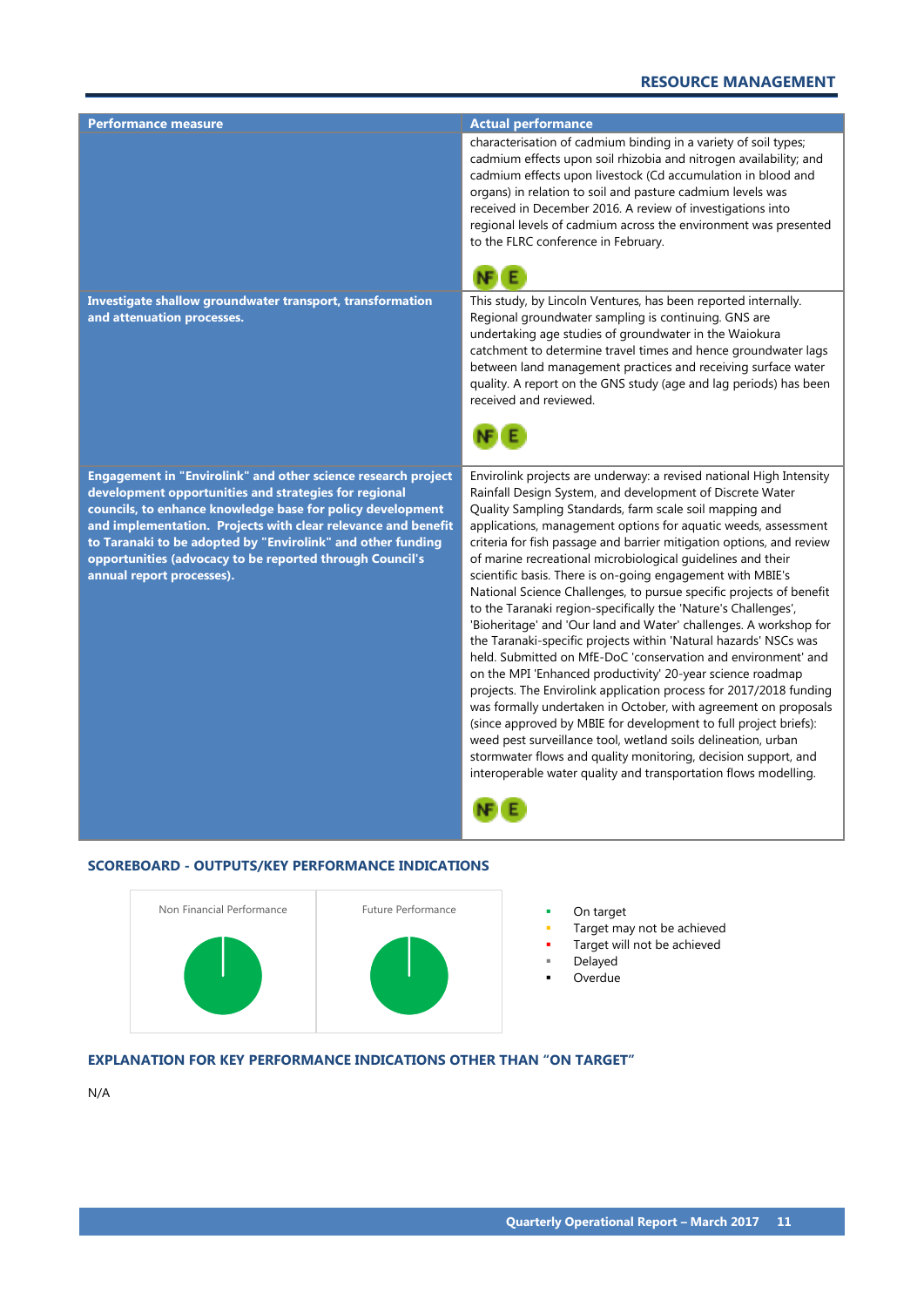| Performance measure | Actual performance |
|---|---|
| | characterisation of cadmium binding in a variety of soil types; cadmium effects upon soil rhizobia and nitrogen availability; and cadmium effects upon livestock (Cd accumulation in blood and organs) in relation to soil and pasture cadmium levels was received in December 2016. A review of investigations into regional levels of cadmium across the environment was presented to the FLRC conference in February. NF E |
| **Investigate shallow groundwater transport, transformation and attenuation processes.** | This study, by Lincoln Ventures, has been reported internally. Regional groundwater sampling is continuing. GNS are undertaking age studies of groundwater in the Waiokura catchment to determine travel times and hence groundwater lags between land management practices and receiving surface water quality. A report on the GNS study (age and lag periods) has been received and reviewed. NF E |
| **Engagement in "Envirolink" and other science research project development opportunities and strategies for regional councils, to enhance knowledge base for policy development and implementation. Projects with clear relevance and benefit to Taranaki to be adopted by "Envirolink" and other funding opportunities (advocacy to be reported through Council's annual report processes).** | Envirolink projects are underway: a revised national High Intensity Rainfall Design System, and development of Discrete Water Quality Sampling Standards, farm scale soil mapping and applications, management options for aquatic weeds, assessment criteria for fish passage and barrier mitigation options, and review of marine recreational microbiological guidelines and their scientific basis. There is on-going engagement with MBIE's National Science Challenges, to pursue specific projects of benefit to the Taranaki region-specifically the 'Nature's Challenges', 'Bioheritage' and 'Our land and Water' challenges. A workshop for the Taranaki-specific projects within 'Natural hazards' NSCs was held. Submitted on MfE-DoC 'conservation and environment' and on the MPI 'Enhanced productivity' 20-year science roadmap projects. The Envirolink application process for 2017/2018 funding was formally undertaken in October, with agreement on proposals (since approved by MBIE for development to full project briefs): weed pest surveillance tool, wetland soils delineation, urban stormwater flows and quality monitoring, decision support, and interoperable water quality and transportation flows modelling. NF E |

## SCOREBOARD - OUTPUTS/KEY PERFORMANCE INDICATIONS

Non Financial Performance

Future Performance

- On target
- Target may not be achieved
- Target will not be achieved
- Delayed
- Overdue

## EXPLANATION FOR KEY PERFORMANCE INDICATIONS OTHER THAN "ON TARGET"

N/A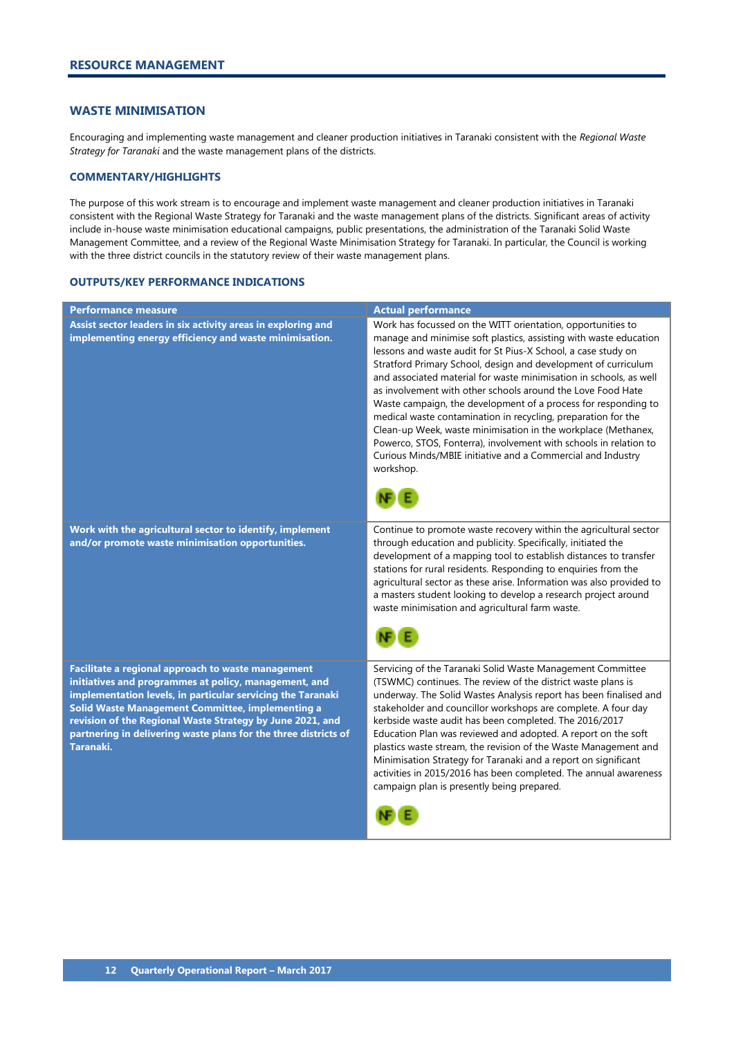## RESOURCE MANAGEMENT

### WASTE MINIMISATION

Encouraging and implementing waste management and cleaner production initiatives in Taranaki consistent with the *Regional Waste Strategy for Taranaki* and the waste management plans of the districts.

#### COMMENTARY/HIGHLIGHTS

The purpose of this work stream is to encourage and implement waste management and cleaner production initiatives in Taranaki consistent with the Regional Waste Strategy for Taranaki and the waste management plans of the districts. Significant areas of activity include in-house waste minimisation educational campaigns, public presentations, the administration of the Taranaki Solid Waste Management Committee, and a review of the Regional Waste Minimisation Strategy for Taranaki. In particular, the Council is working with the three district councils in the statutory review of their waste management plans.

#### OUTPUTS/KEY PERFORMANCE INDICATIONS

| Performance measure | Actual performance |
|---|---|
| **Assist sector leaders in six activity areas in exploring and implementing energy efficiency and waste minimisation.** | Work has focussed on the WITT orientation, opportunities to manage and minimise soft plastics, assisting with waste education lessons and waste audit for St Pius-X School, a case study on Stratford Primary School, design and development of curriculum and associated material for waste minimisation in schools, as well as involvement with other schools around the Love Food Hate Waste campaign, the development of a process for responding to medical waste contamination in recycling, preparation for the Clean-up Week, waste minimisation in the workplace (Methanex, Powerco, STOS, Fonterra), involvement with schools in relation to Curious Minds/MBIE initiative and a Commercial and Industry workshop. NF E |
| **Work with the agricultural sector to identify, implement and/or promote waste minimisation opportunities.** | Continue to promote waste recovery within the agricultural sector through education and publicity. Specifically, initiated the development of a mapping tool to establish distances to transfer stations for rural residents. Responding to enquiries from the agricultural sector as these arise. Information was also provided to a masters student looking to develop a research project around waste minimisation and agricultural farm waste. NF E |
| **Facilitate a regional approach to waste management initiatives and programmes at policy, management, and implementation levels, in particular servicing the Taranaki Solid Waste Management Committee, implementing a revision of the Regional Waste Strategy by June 2021, and partnering in delivering waste plans for the three districts of Taranaki.** | Servicing of the Taranaki Solid Waste Management Committee (TSWMC) continues. The review of the district waste plans is underway. The Solid Wastes Analysis report has been finalised and stakeholder and councillor workshops are complete. A four day kerbside waste audit has been completed. The 2016/2017 Education Plan was reviewed and adopted. A report on the soft plastics waste stream, the revision of the Waste Management and Minimisation Strategy for Taranaki and a report on significant activities in 2015/2016 has been completed. The annual awareness campaign plan is presently being prepared. NF E |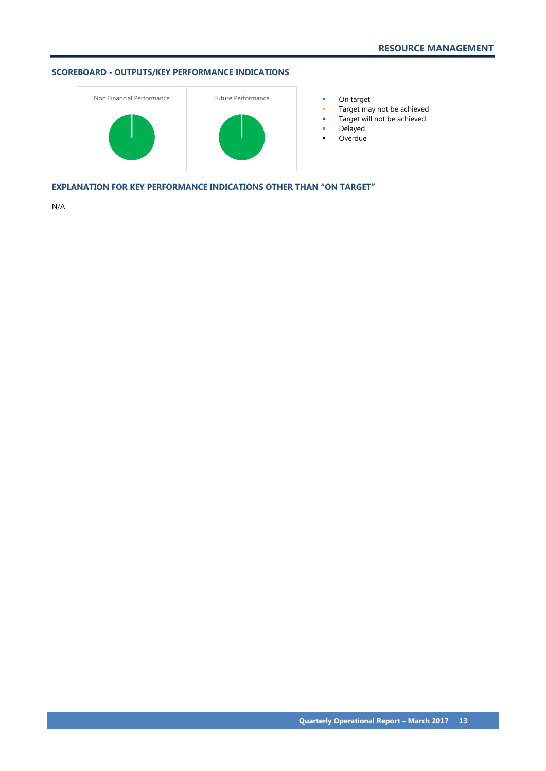## SCOREBOARD - OUTPUTS/KEY PERFORMANCE INDICATIONS

Non Financial Performance

Future Performance

- On target
- Target may not be achieved
- Target will not be achieved
- Delayed
- Overdue

## EXPLANATION FOR KEY PERFORMANCE INDICATIONS OTHER THAN "ON TARGET"

N/A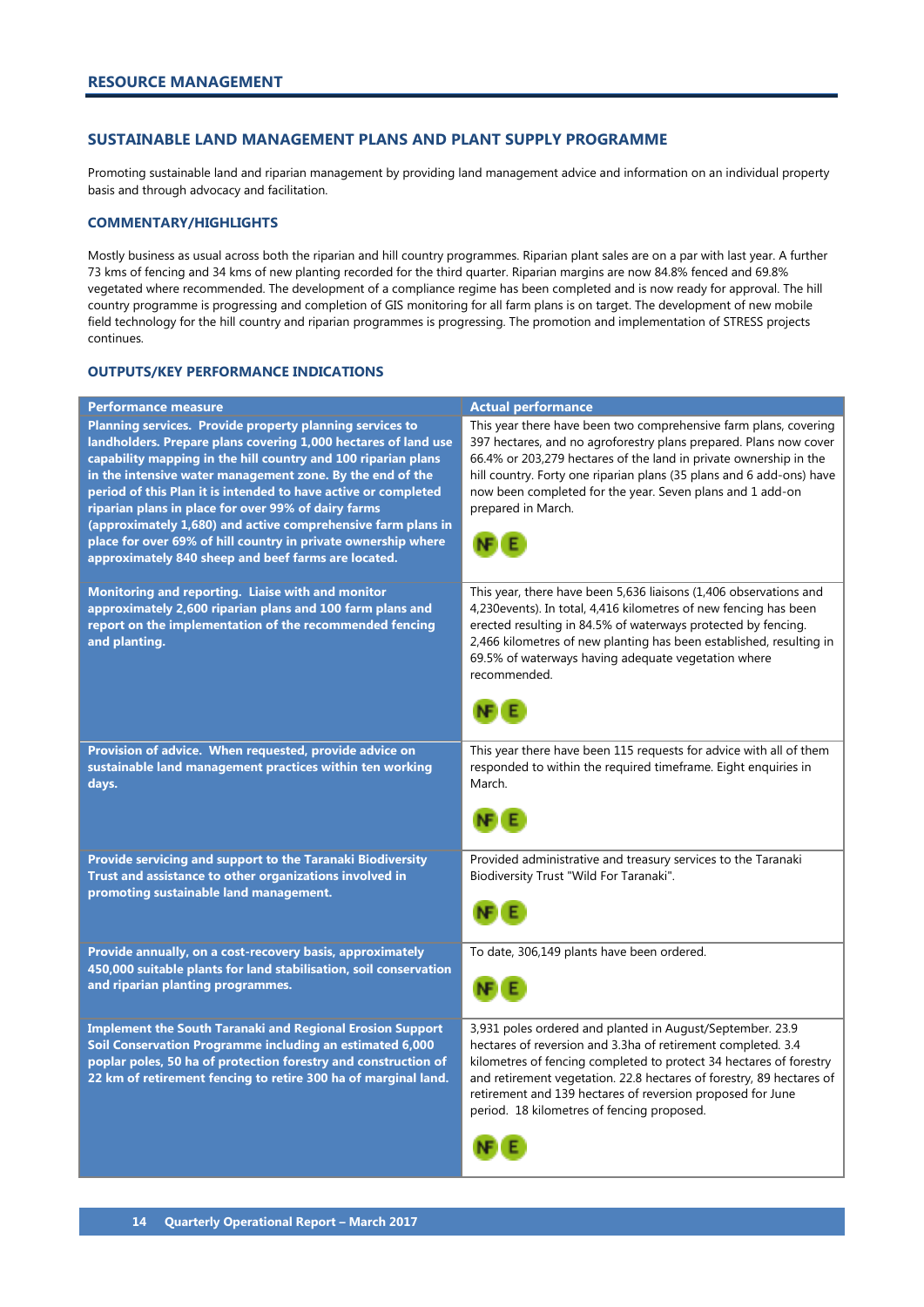## RESOURCE MANAGEMENT

### SUSTAINABLE LAND MANAGEMENT PLANS AND PLANT SUPPLY PROGRAMME

Promoting sustainable land and riparian management by providing land management advice and information on an individual property basis and through advocacy and facilitation.

#### COMMENTARY/HIGHLIGHTS

Mostly business as usual across both the riparian and hill country programmes. Riparian plant sales are on a par with last year. A further 73 kms of fencing and 34 kms of new planting recorded for the third quarter. Riparian margins are now 84.8% fenced and 69.8% vegetated where recommended. The development of a compliance regime has been completed and is now ready for approval. The hill country programme is progressing and completion of GIS monitoring for all farm plans is on target. The development of new mobile field technology for the hill country and riparian programmes is progressing. The promotion and implementation of STRESS projects continues.

#### OUTPUTS/KEY PERFORMANCE INDICATIONS

| Performance measure | Actual performance |
|---|---|
| **Planning services. Provide property planning services to landholders. Prepare plans covering 1,000 hectares of land use capability mapping in the hill country and 100 riparian plans in the intensive water management zone. By the end of the period of this Plan it is intended to have active or completed riparian plans in place for over 99% of dairy farms (approximately 1,680) and active comprehensive farm plans in place for over 69% of hill country in private ownership where approximately 840 sheep and beef farms are located.** | This year there have been two comprehensive farm plans, covering 397 hectares, and no agroforestry plans prepared. Plans now cover 66.4% or 203,279 hectares of the land in private ownership in the hill country. Forty one riparian plans (35 plans and 6 add-ons) have now been completed for the year. Seven plans and 1 add-on prepared in March. NF E |
| **Monitoring and reporting. Liaise with and monitor approximately 2,600 riparian plans and 100 farm plans and report on the implementation of the recommended fencing and planting.** | This year, there have been 5,636 liaisons (1,406 observations and 4,230events). In total, 4,416 kilometres of new fencing has been erected resulting in 84.5% of waterways protected by fencing. 2,466 kilometres of new planting has been established, resulting in 69.5% of waterways having adequate vegetation where recommended. NF E |
| **Provision of advice. When requested, provide advice on sustainable land management practices within ten working days.** | This year there have been 115 requests for advice with all of them responded to within the required timeframe. Eight enquiries in March. NF E |
| **Provide servicing and support to the Taranaki Biodiversity Trust and assistance to other organizations involved in promoting sustainable land management.** | Provided administrative and treasury services to the Taranaki Biodiversity Trust "Wild For Taranaki". NF E |
| **Provide annually, on a cost-recovery basis, approximately 450,000 suitable plants for land stabilisation, soil conservation and riparian planting programmes.** | To date, 306,149 plants have been ordered. NF E |
| **Implement the South Taranaki and Regional Erosion Support Soil Conservation Programme including an estimated 6,000 poplar poles, 50 ha of protection forestry and construction of 22 km of retirement fencing to retire 300 ha of marginal land.** | 3,931 poles ordered and planted in August/September. 23.9 hectares of reversion and 3.3ha of retirement completed. 3.4 kilometres of fencing completed to protect 34 hectares of forestry and retirement vegetation. 22.8 hectares of forestry, 89 hectares of retirement and 139 hectares of reversion proposed for June period. 18 kilometres of fencing proposed. NF E |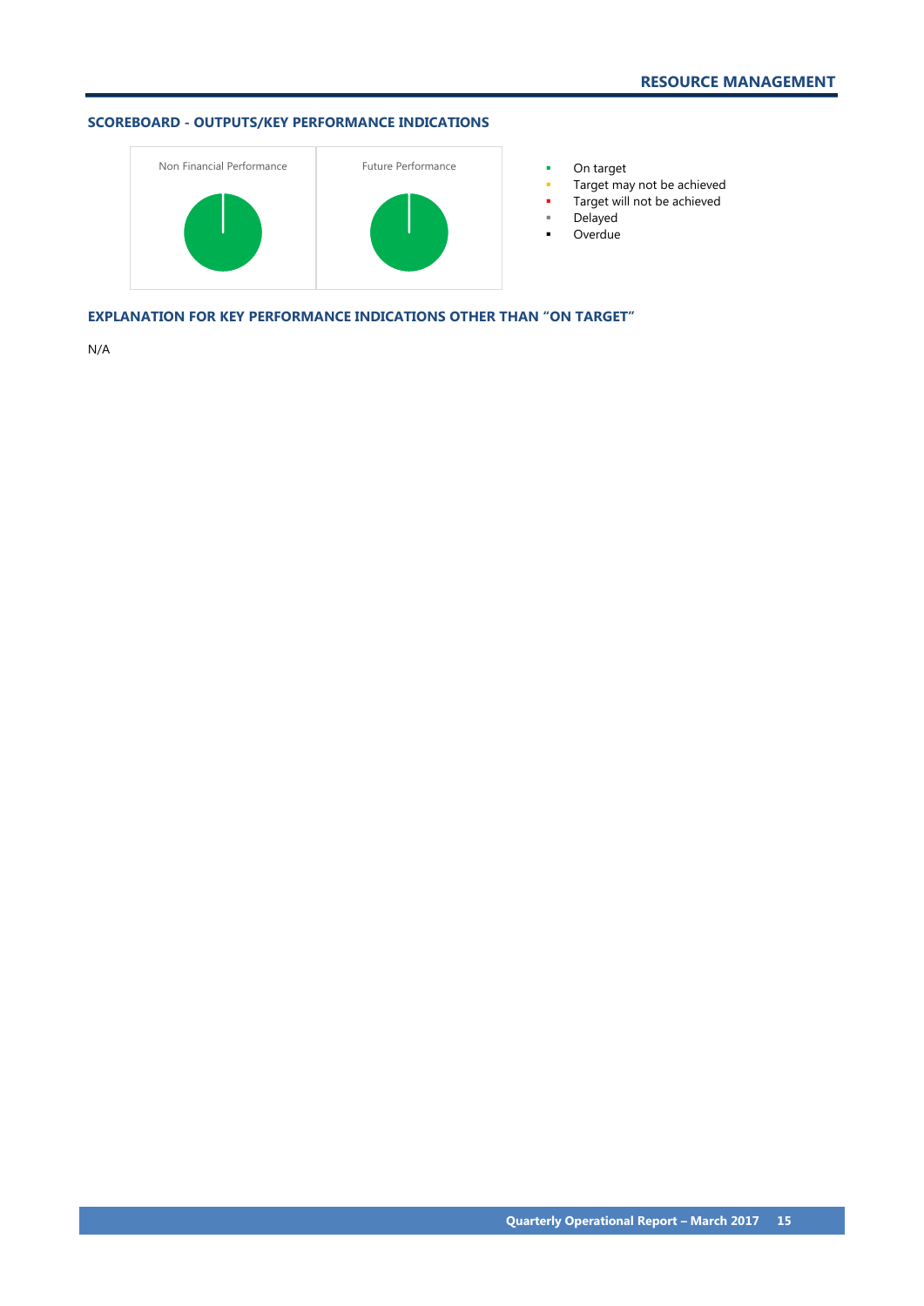## RESOURCE MANAGEMENT

### SCOREBOARD - OUTPUTS/KEY PERFORMANCE INDICATIONS

Non Financial Performance

Future Performance

- On target
- Target may not be achieved
- Target will not be achieved
- Delayed
- Overdue

### EXPLANATION FOR KEY PERFORMANCE INDICATIONS OTHER THAN "ON TARGET"

N/A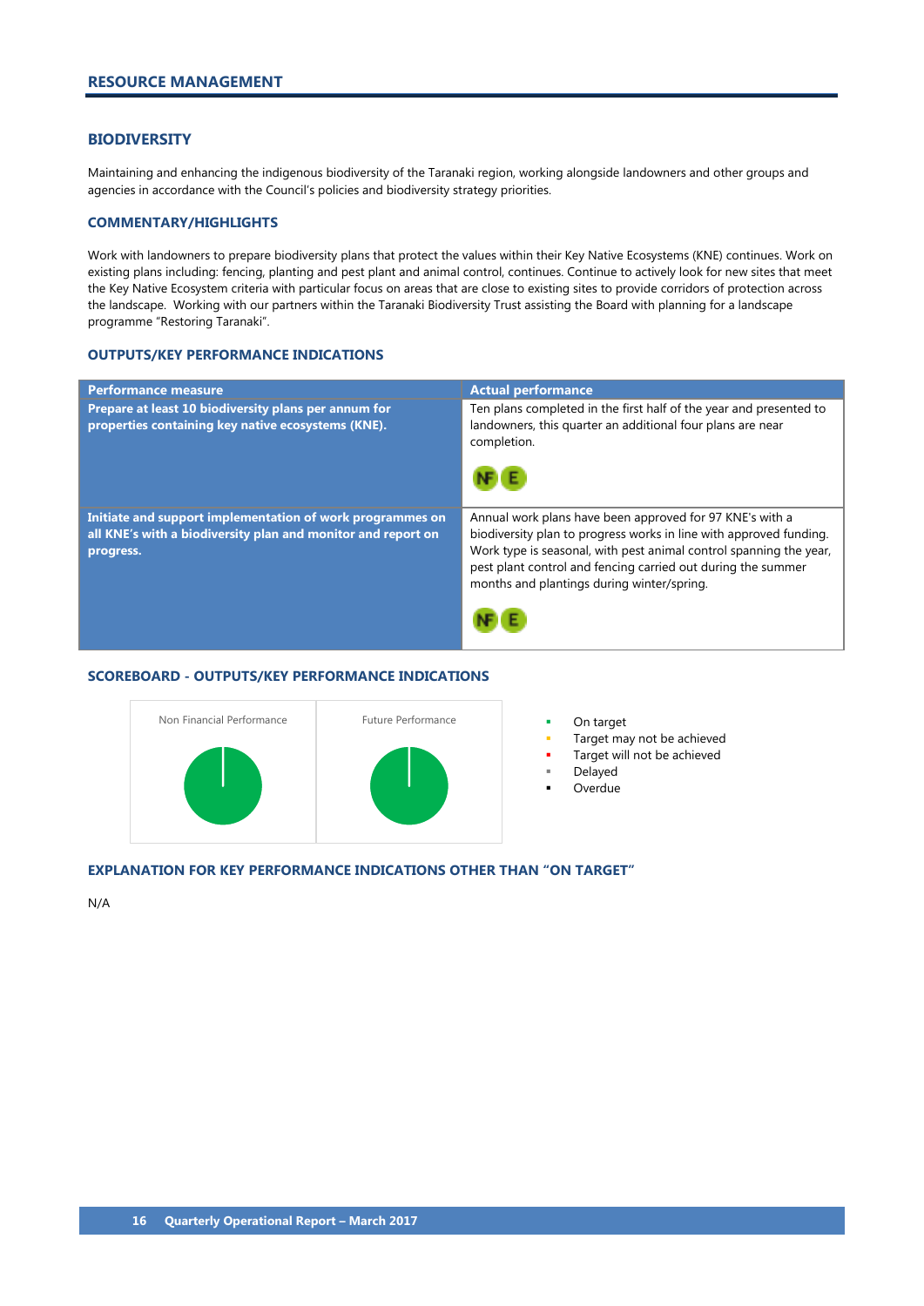## RESOURCE MANAGEMENT

### BIODIVERSITY

Maintaining and enhancing the indigenous biodiversity of the Taranaki region, working alongside landowners and other groups and agencies in accordance with the Council's policies and biodiversity strategy priorities.

#### COMMENTARY/HIGHLIGHTS

Work with landowners to prepare biodiversity plans that protect the values within their Key Native Ecosystems (KNE) continues. Work on existing plans including: fencing, planting and pest plant and animal control, continues. Continue to actively look for new sites that meet the Key Native Ecosystem criteria with particular focus on areas that are close to existing sites to provide corridors of protection across the landscape. Working with our partners within the Taranaki Biodiversity Trust assisting the Board with planning for a landscape programme "Restoring Taranaki".

#### OUTPUTS/KEY PERFORMANCE INDICATIONS

| Performance measure | Actual performance |
|---|---|
| **Prepare at least 10 biodiversity plans per annum for properties containing key native ecosystems (KNE).** | Ten plans completed in the first half of the year and presented to landowners, this quarter an additional four plans are near completion. NF E |
| **Initiate and support implementation of work programmes on all KNE's with a biodiversity plan and monitor and report on progress.** | Annual work plans have been approved for 97 KNE's with a biodiversity plan to progress works in line with approved funding. Work type is seasonal, with pest animal control spanning the year, pest plant control and fencing carried out during the summer months and plantings during winter/spring. NF E |

#### SCOREBOARD - OUTPUTS/KEY PERFORMANCE INDICATIONS

Non Financial Performance | Future Performance

- On target
- Target may not be achieved
- Target will not be achieved
- Delayed
- Overdue

#### EXPLANATION FOR KEY PERFORMANCE INDICATIONS OTHER THAN "ON TARGET"

N/A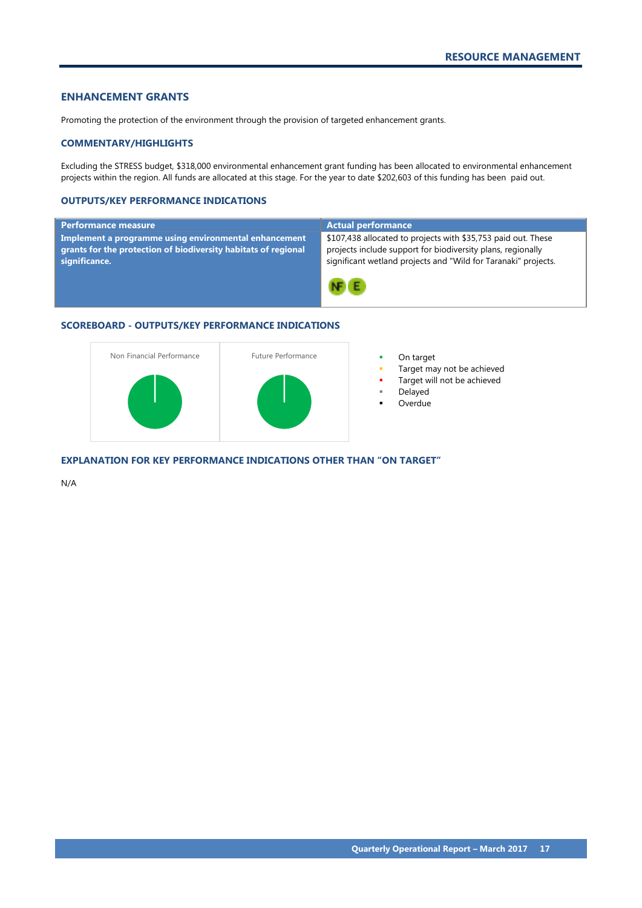## ENHANCEMENT GRANTS

Promoting the protection of the environment through the provision of targeted enhancement grants.

### COMMENTARY/HIGHLIGHTS

Excluding the STRESS budget, $318,000 environmental enhancement grant funding has been allocated to environmental enhancement projects within the region. All funds are allocated at this stage. For the year to date $202,603 of this funding has been paid out.

### OUTPUTS/KEY PERFORMANCE INDICATIONS

| Performance measure | Actual performance |
|---|---|
| **Implement a programme using environmental enhancement grants for the protection of biodiversity habitats of regional significance.** | $107,438 allocated to projects with $35,753 paid out. These projects include support for biodiversity plans, regionally significant wetland projects and "Wild for Taranaki" projects. NF E |

### SCOREBOARD - OUTPUTS/KEY PERFORMANCE INDICATIONS

Non Financial Performance

Future Performance

- On target
- Target may not be achieved
- Target will not be achieved
- Delayed
- Overdue

### EXPLANATION FOR KEY PERFORMANCE INDICATIONS OTHER THAN "ON TARGET"

N/A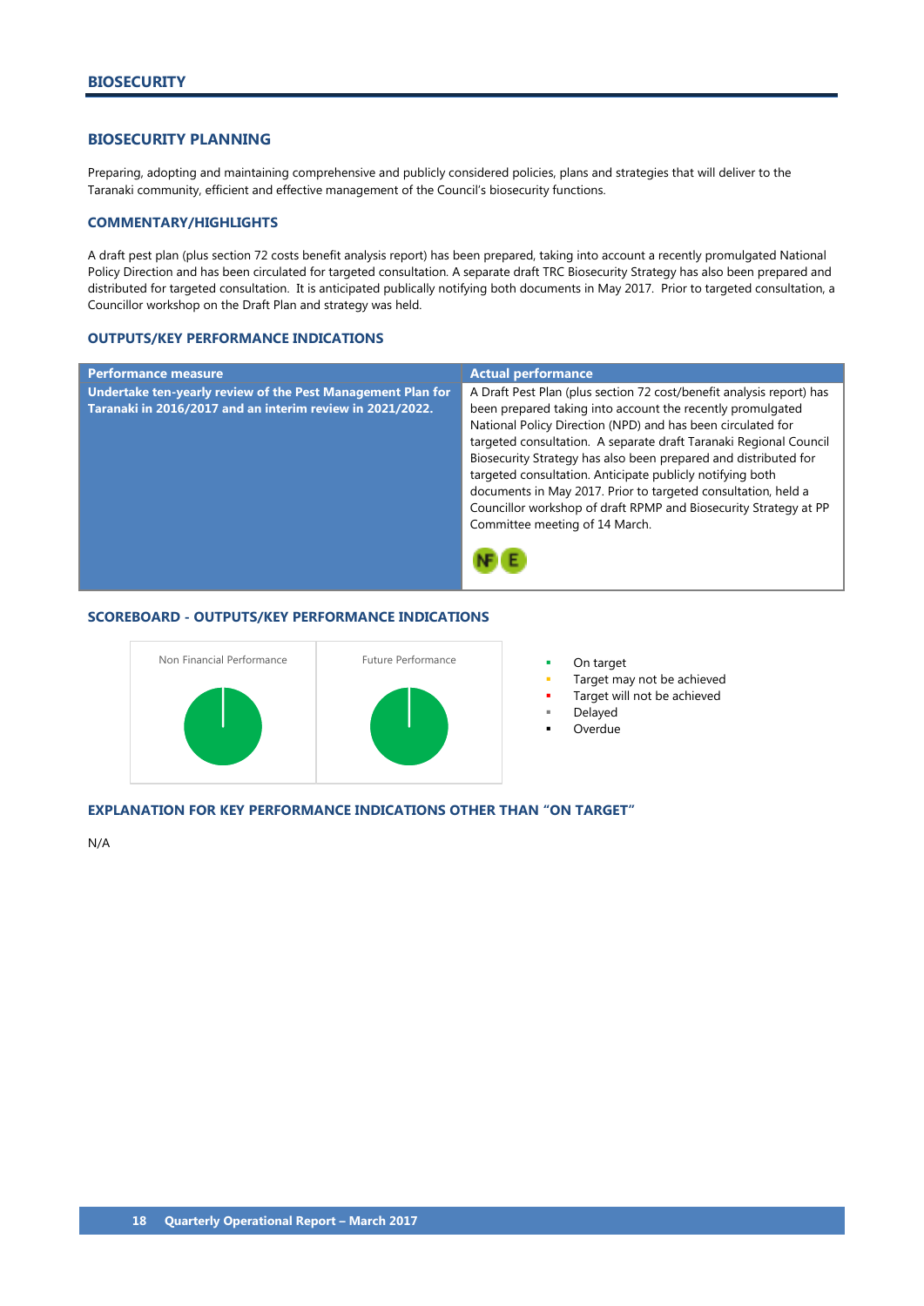# BIOSECURITY

## BIOSECURITY PLANNING

Preparing, adopting and maintaining comprehensive and publicly considered policies, plans and strategies that will deliver to the Taranaki community, efficient and effective management of the Council's biosecurity functions.

### COMMENTARY/HIGHLIGHTS

A draft pest plan (plus section 72 costs benefit analysis report) has been prepared, taking into account a recently promulgated National Policy Direction and has been circulated for targeted consultation. A separate draft TRC Biosecurity Strategy has also been prepared and distributed for targeted consultation. It is anticipated publically notifying both documents in May 2017. Prior to targeted consultation, a Councillor workshop on the Draft Plan and strategy was held.

### OUTPUTS/KEY PERFORMANCE INDICATIONS

| Performance measure | Actual performance |
|---|---|
| **Undertake ten-yearly review of the Pest Management Plan for Taranaki in 2016/2017 and an interim review in 2021/2022.** | A Draft Pest Plan (plus section 72 cost/benefit analysis report) has been prepared taking into account the recently promulgated National Policy Direction (NPD) and has been circulated for targeted consultation. A separate draft Taranaki Regional Council Biosecurity Strategy has also been prepared and distributed for targeted consultation. Anticipate publicly notifying both documents in May 2017. Prior to targeted consultation, held a Councillor workshop of draft RPMP and Biosecurity Strategy at PP Committee meeting of 14 March. NF E |

### SCOREBOARD - OUTPUTS/KEY PERFORMANCE INDICATIONS

Non Financial Performance

Future Performance

- On target
- Target may not be achieved
- Target will not be achieved
- Delayed
- Overdue

### EXPLANATION FOR KEY PERFORMANCE INDICATIONS OTHER THAN "ON TARGET"

N/A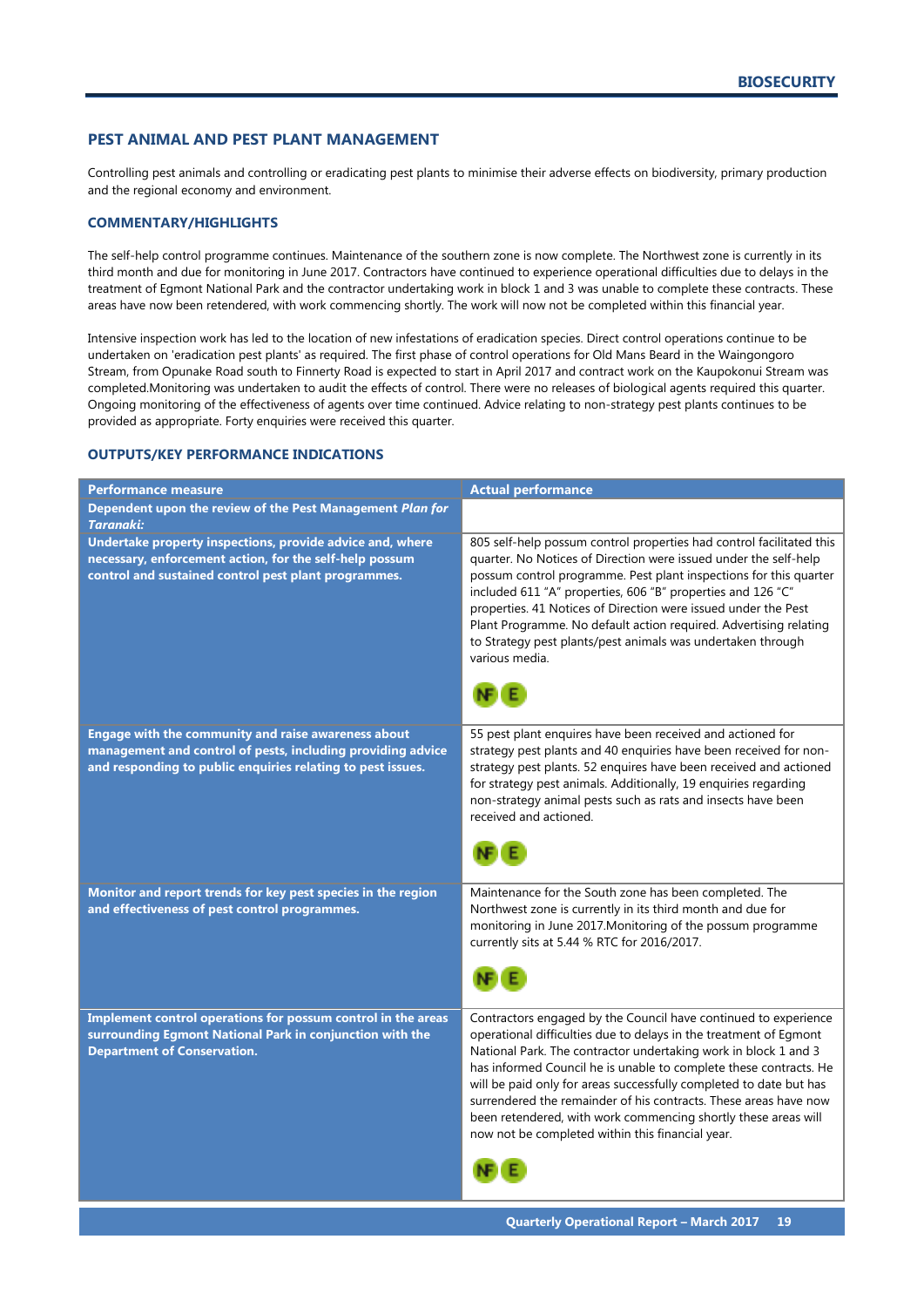## PEST ANIMAL AND PEST PLANT MANAGEMENT

Controlling pest animals and controlling or eradicating pest plants to minimise their adverse effects on biodiversity, primary production and the regional economy and environment.

### COMMENTARY/HIGHLIGHTS

The self-help control programme continues. Maintenance of the southern zone is now complete. The Northwest zone is currently in its third month and due for monitoring in June 2017. Contractors have continued to experience operational difficulties due to delays in the treatment of Egmont National Park and the contractor undertaking work in block 1 and 3 was unable to complete these contracts. These areas have now been retendered, with work commencing shortly. The work will now not be completed within this financial year.

Intensive inspection work has led to the location of new infestations of eradication species. Direct control operations continue to be undertaken on 'eradication pest plants' as required. The first phase of control operations for Old Mans Beard in the Waingongoro Stream, from Opunake Road south to Finnerty Road is expected to start in April 2017 and contract work on the Kaupokonui Stream was completed.Monitoring was undertaken to audit the effects of control. There were no releases of biological agents required this quarter. Ongoing monitoring of the effectiveness of agents over time continued. Advice relating to non-strategy pest plants continues to be provided as appropriate. Forty enquiries were received this quarter.

### OUTPUTS/KEY PERFORMANCE INDICATIONS

| Performance measure | Actual performance |
|---|---|
| **Dependent upon the review of the Pest Management *Plan for Taranaki:*** | |
| **Undertake property inspections, provide advice and, where necessary, enforcement action, for the self-help possum control and sustained control pest plant programmes.** | 805 self-help possum control properties had control facilitated this quarter. No Notices of Direction were issued under the self-help possum control programme. Pest plant inspections for this quarter included 611 "A" properties, 606 "B" properties and 126 "C" properties. 41 Notices of Direction were issued under the Pest Plant Programme. No default action required. Advertising relating to Strategy pest plants/pest animals was undertaken through various media. NF E |
| **Engage with the community and raise awareness about management and control of pests, including providing advice and responding to public enquiries relating to pest issues.** | 55 pest plant enquires have been received and actioned for strategy pest plants and 40 enquiries have been received for non-strategy pest plants. 52 enquires have been received and actioned for strategy pest animals. Additionally, 19 enquiries regarding non-strategy animal pests such as rats and insects have been received and actioned. NF E |
| **Monitor and report trends for key pest species in the region and effectiveness of pest control programmes.** | Maintenance for the South zone has been completed. The Northwest zone is currently in its third month and due for monitoring in June 2017.Monitoring of the possum programme currently sits at 5.44 % RTC for 2016/2017. NF E |
| **Implement control operations for possum control in the areas surrounding Egmont National Park in conjunction with the Department of Conservation.** | Contractors engaged by the Council have continued to experience operational difficulties due to delays in the treatment of Egmont National Park. The contractor undertaking work in block 1 and 3 has informed Council he is unable to complete these contracts. He will be paid only for areas successfully completed to date but has surrendered the remainder of his contracts. These areas have now been retendered, with work commencing shortly these areas will now not be completed within this financial year. NF E |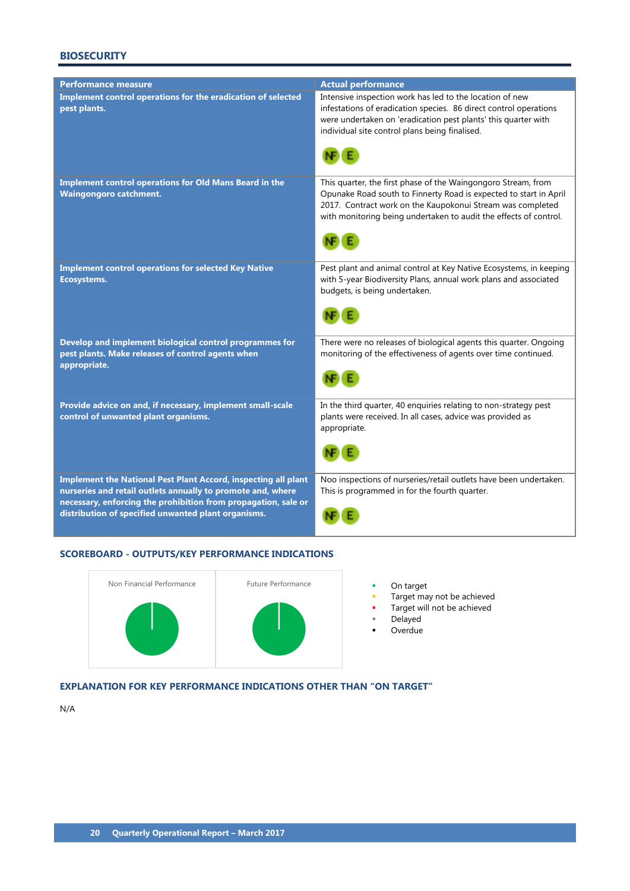## BIOSECURITY

| Performance measure | Actual performance |
|---|---|
| **Implement control operations for the eradication of selected pest plants.** | Intensive inspection work has led to the location of new infestations of eradication species. 86 direct control operations were undertaken on 'eradication pest plants' this quarter with individual site control plans being finalised. NF E |
| **Implement control operations for Old Mans Beard in the Waingongoro catchment.** | This quarter, the first phase of the Waingongoro Stream, from Opunake Road south to Finnerty Road is expected to start in April 2017. Contract work on the Kaupokonui Stream was completed with monitoring being undertaken to audit the effects of control. NF E |
| **Implement control operations for selected Key Native Ecosystems.** | Pest plant and animal control at Key Native Ecosystems, in keeping with 5-year Biodiversity Plans, annual work plans and associated budgets, is being undertaken. NF E |
| **Develop and implement biological control programmes for pest plants. Make releases of control agents when appropriate.** | There were no releases of biological agents this quarter. Ongoing monitoring of the effectiveness of agents over time continued. NF E |
| **Provide advice on and, if necessary, implement small-scale control of unwanted plant organisms.** | In the third quarter, 40 enquiries relating to non-strategy pest plants were received. In all cases, advice was provided as appropriate. NF E |
| **Implement the National Pest Plant Accord, inspecting all plant nurseries and retail outlets annually to promote and, where necessary, enforcing the prohibition from propagation, sale or distribution of specified unwanted plant organisms.** | Noo inspections of nurseries/retail outlets have been undertaken. This is programmed in for the fourth quarter. NF E |

### SCOREBOARD - OUTPUTS/KEY PERFORMANCE INDICATIONS

Non Financial Performance

Future Performance

- On target
- Target may not be achieved
- Target will not be achieved
- Delayed
- Overdue

### EXPLANATION FOR KEY PERFORMANCE INDICATIONS OTHER THAN "ON TARGET"

N/A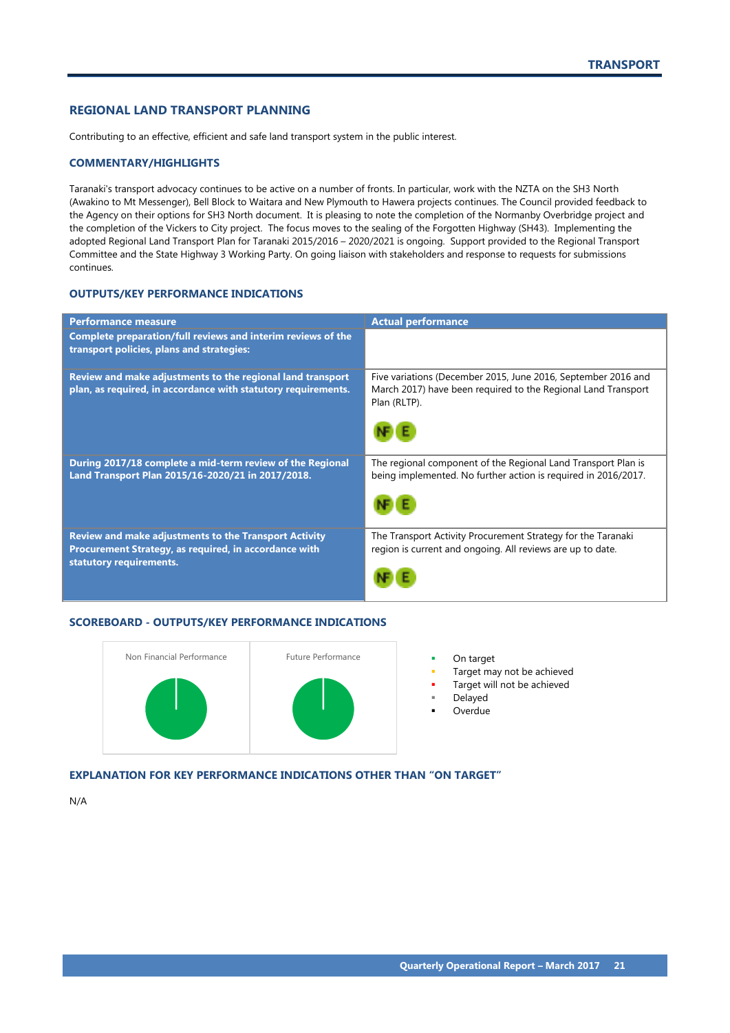## REGIONAL LAND TRANSPORT PLANNING

Contributing to an effective, efficient and safe land transport system in the public interest.

### COMMENTARY/HIGHLIGHTS

Taranaki's transport advocacy continues to be active on a number of fronts. In particular, work with the NZTA on the SH3 North (Awakino to Mt Messenger), Bell Block to Waitara and New Plymouth to Hawera projects continues. The Council provided feedback to the Agency on their options for SH3 North document. It is pleasing to note the completion of the Normanby Overbridge project and the completion of the Vickers to City project. The focus moves to the sealing of the Forgotten Highway (SH43). Implementing the adopted Regional Land Transport Plan for Taranaki 2015/2016 – 2020/2021 is ongoing. Support provided to the Regional Transport Committee and the State Highway 3 Working Party. On going liaison with stakeholders and response to requests for submissions continues.

### OUTPUTS/KEY PERFORMANCE INDICATIONS

| Performance measure | Actual performance |
|---|---|
| **Complete preparation/full reviews and interim reviews of the transport policies, plans and strategies:** | |
| **Review and make adjustments to the regional land transport plan, as required, in accordance with statutory requirements.** | Five variations (December 2015, June 2016, September 2016 and March 2017) have been required to the Regional Land Transport Plan (RLTP). NF E |
| **During 2017/18 complete a mid-term review of the Regional Land Transport Plan 2015/16-2020/21 in 2017/2018.** | The regional component of the Regional Land Transport Plan is being implemented. No further action is required in 2016/2017. NF E |
| **Review and make adjustments to the Transport Activity Procurement Strategy, as required, in accordance with statutory requirements.** | The Transport Activity Procurement Strategy for the Taranaki region is current and ongoing. All reviews are up to date. NF E |

### SCOREBOARD - OUTPUTS/KEY PERFORMANCE INDICATIONS

Non Financial Performance

Future Performance

- On target
- Target may not be achieved
- Target will not be achieved
- Delayed
- Overdue

### EXPLANATION FOR KEY PERFORMANCE INDICATIONS OTHER THAN "ON TARGET"

N/A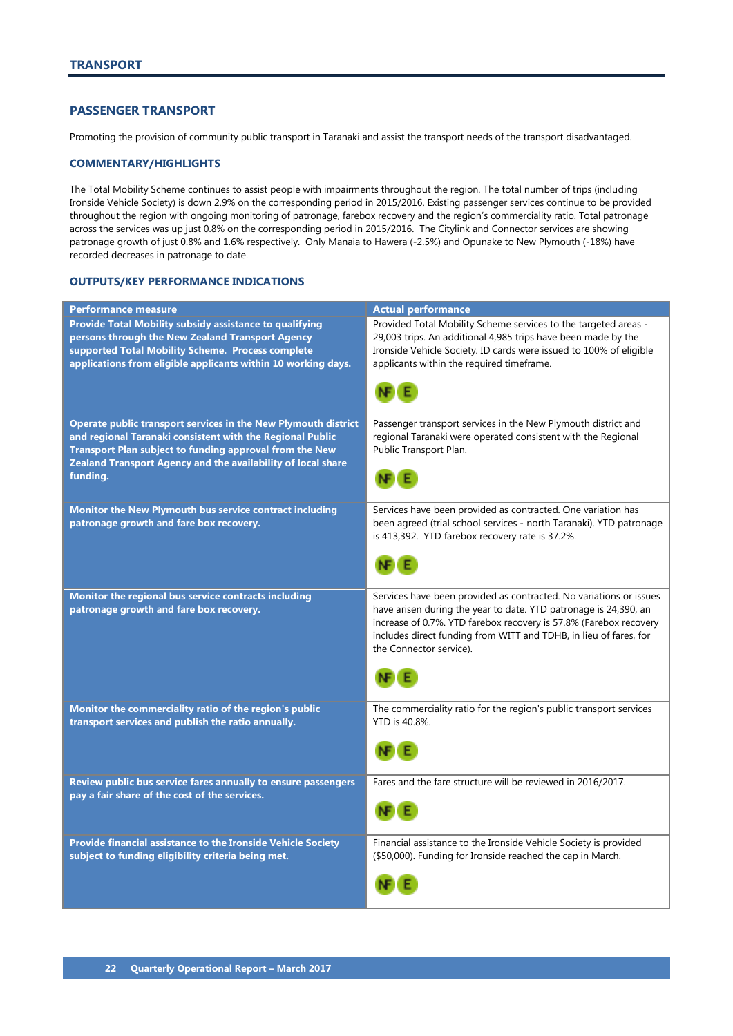# TRANSPORT

## PASSENGER TRANSPORT

Promoting the provision of community public transport in Taranaki and assist the transport needs of the transport disadvantaged.

### COMMENTARY/HIGHLIGHTS

The Total Mobility Scheme continues to assist people with impairments throughout the region. The total number of trips (including Ironside Vehicle Society) is down 2.9% on the corresponding period in 2015/2016. Existing passenger services continue to be provided throughout the region with ongoing monitoring of patronage, farebox recovery and the region's commerciality ratio. Total patronage across the services was up just 0.8% on the corresponding period in 2015/2016. The Citylink and Connector services are showing patronage growth of just 0.8% and 1.6% respectively. Only Manaia to Hawera (-2.5%) and Opunake to New Plymouth (-18%) have recorded decreases in patronage to date.

### OUTPUTS/KEY PERFORMANCE INDICATIONS

| Performance measure | Actual performance |
|---|---|
| **Provide Total Mobility subsidy assistance to qualifying persons through the New Zealand Transport Agency supported Total Mobility Scheme. Process complete applications from eligible applicants within 10 working days.** | Provided Total Mobility Scheme services to the targeted areas - 29,003 trips. An additional 4,985 trips have been made by the Ironside Vehicle Society. ID cards were issued to 100% of eligible applicants within the required timeframe. NF E |
| **Operate public transport services in the New Plymouth district and regional Taranaki consistent with the Regional Public Transport Plan subject to funding approval from the New Zealand Transport Agency and the availability of local share funding.** | Passenger transport services in the New Plymouth district and regional Taranaki were operated consistent with the Regional Public Transport Plan. NF E |
| **Monitor the New Plymouth bus service contract including patronage growth and fare box recovery.** | Services have been provided as contracted. One variation has been agreed (trial school services - north Taranaki). YTD patronage is 413,392. YTD farebox recovery rate is 37.2%. NF E |
| **Monitor the regional bus service contracts including patronage growth and fare box recovery.** | Services have been provided as contracted. No variations or issues have arisen during the year to date. YTD patronage is 24,390, an increase of 0.7%. YTD farebox recovery is 57.8% (Farebox recovery includes direct funding from WITT and TDHB, in lieu of fares, for the Connector service). NF E |
| **Monitor the commerciality ratio of the region's public transport services and publish the ratio annually.** | The commerciality ratio for the region's public transport services YTD is 40.8%. NF E |
| **Review public bus service fares annually to ensure passengers pay a fair share of the cost of the services.** | Fares and the fare structure will be reviewed in 2016/2017. NF E |
| **Provide financial assistance to the Ironside Vehicle Society subject to funding eligibility criteria being met.** | Financial assistance to the Ironside Vehicle Society is provided ($50,000). Funding for Ironside reached the cap in March. NF E |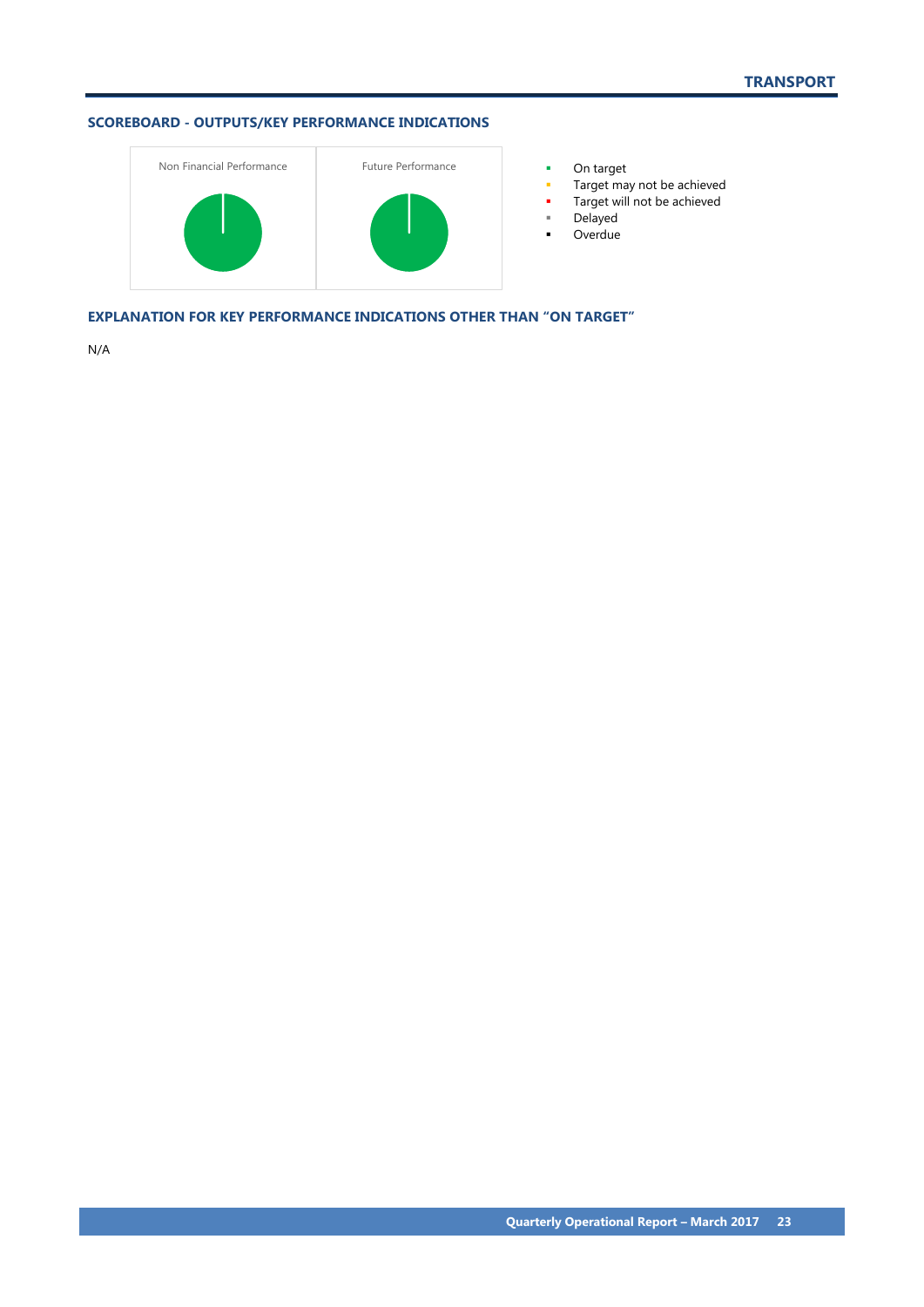## SCOREBOARD - OUTPUTS/KEY PERFORMANCE INDICATIONS

Non Financial Performance

Future Performance

- On target
- Target may not be achieved
- Target will not be achieved
- Delayed
- Overdue

## EXPLANATION FOR KEY PERFORMANCE INDICATIONS OTHER THAN "ON TARGET"

N/A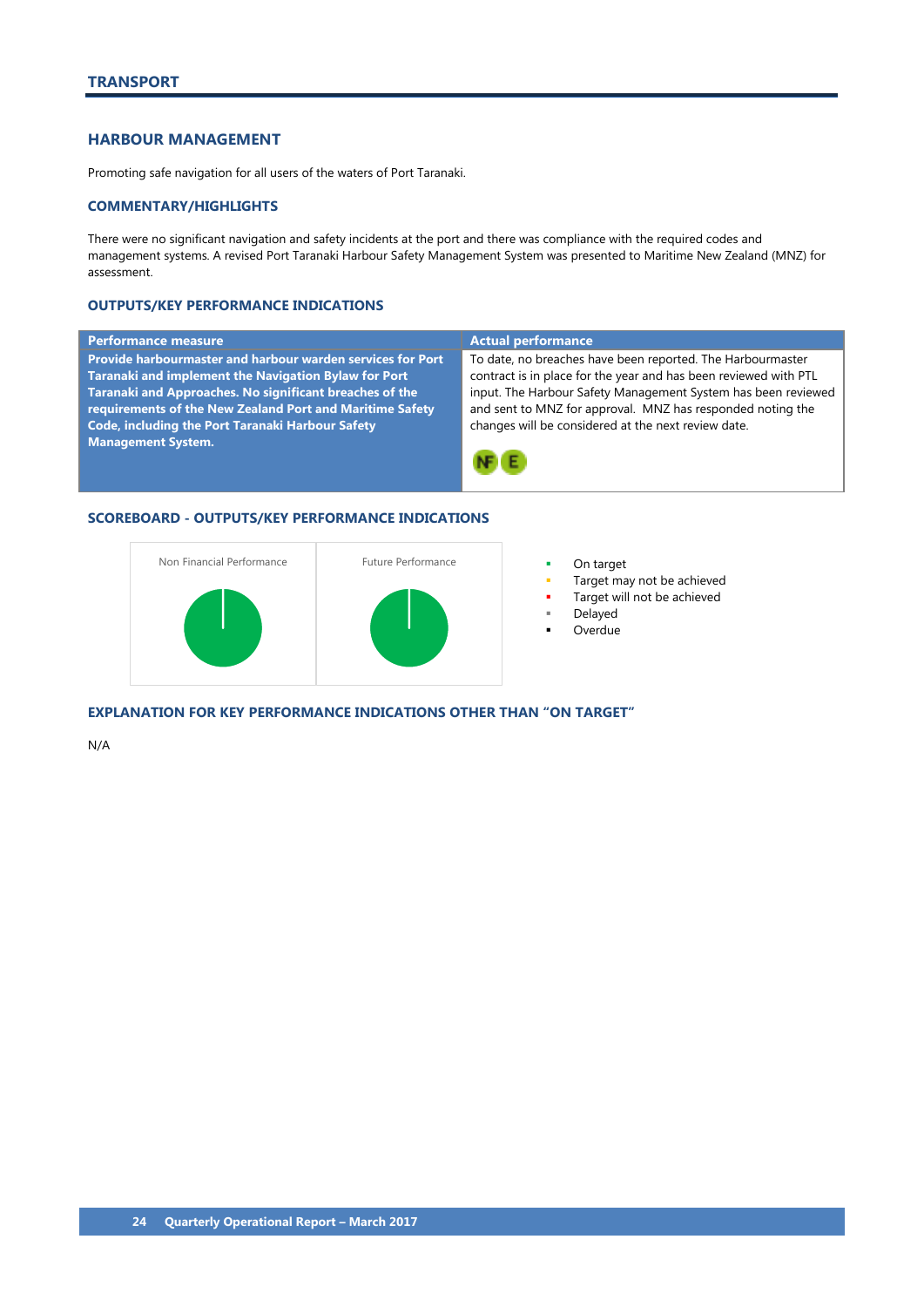# TRANSPORT

## HARBOUR MANAGEMENT

Promoting safe navigation for all users of the waters of Port Taranaki.

### COMMENTARY/HIGHLIGHTS

There were no significant navigation and safety incidents at the port and there was compliance with the required codes and management systems. A revised Port Taranaki Harbour Safety Management System was presented to Maritime New Zealand (MNZ) for assessment.

### OUTPUTS/KEY PERFORMANCE INDICATIONS

| Performance measure | Actual performance |
|---|---|
| **Provide harbourmaster and harbour warden services for Port Taranaki and implement the Navigation Bylaw for Port Taranaki and Approaches. No significant breaches of the requirements of the New Zealand Port and Maritime Safety Code, including the Port Taranaki Harbour Safety Management System.** | To date, no breaches have been reported. The Harbourmaster contract is in place for the year and has been reviewed with PTL input. The Harbour Safety Management System has been reviewed and sent to MNZ for approval. MNZ has responded noting the changes will be considered at the next review date. NF E |

### SCOREBOARD - OUTPUTS/KEY PERFORMANCE INDICATIONS

Non Financial Performance

Future Performance

- On target
- Target may not be achieved
- Target will not be achieved
- Delayed
- Overdue

### EXPLANATION FOR KEY PERFORMANCE INDICATIONS OTHER THAN "ON TARGET"

N/A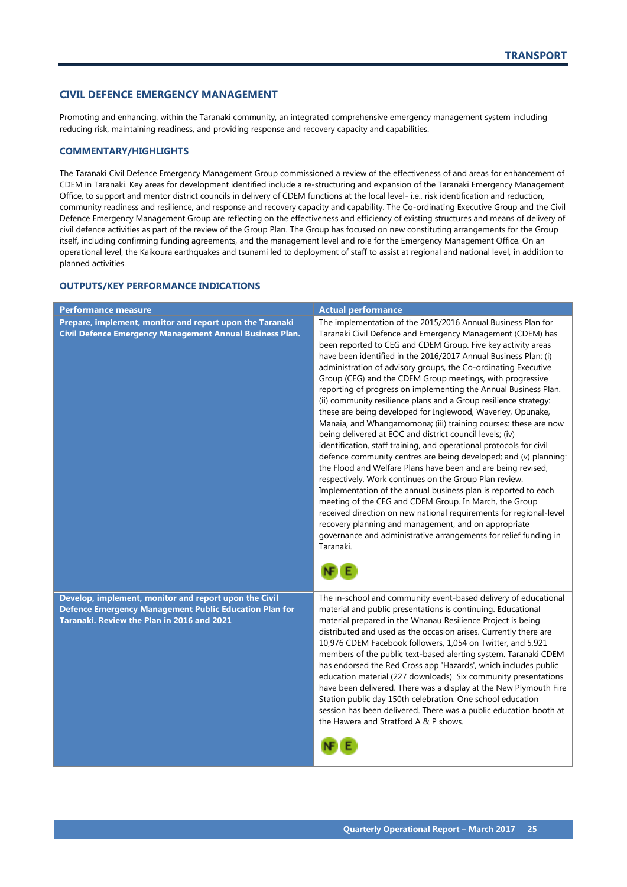## CIVIL DEFENCE EMERGENCY MANAGEMENT

Promoting and enhancing, within the Taranaki community, an integrated comprehensive emergency management system including reducing risk, maintaining readiness, and providing response and recovery capacity and capabilities.

### COMMENTARY/HIGHLIGHTS

The Taranaki Civil Defence Emergency Management Group commissioned a review of the effectiveness of and areas for enhancement of CDEM in Taranaki. Key areas for development identified include a re-structuring and expansion of the Taranaki Emergency Management Office, to support and mentor district councils in delivery of CDEM functions at the local level- i.e., risk identification and reduction, community readiness and resilience, and response and recovery capacity and capability. The Co-ordinating Executive Group and the Civil Defence Emergency Management Group are reflecting on the effectiveness and efficiency of existing structures and means of delivery of civil defence activities as part of the review of the Group Plan. The Group has focused on new constituting arrangements for the Group itself, including confirming funding agreements, and the management level and role for the Emergency Management Office. On an operational level, the Kaikoura earthquakes and tsunami led to deployment of staff to assist at regional and national level, in addition to planned activities.

### OUTPUTS/KEY PERFORMANCE INDICATIONS

| Performance measure | Actual performance |
|---|---|
| **Prepare, implement, monitor and report upon the Taranaki Civil Defence Emergency Management Annual Business Plan.** | The implementation of the 2015/2016 Annual Business Plan for Taranaki Civil Defence and Emergency Management (CDEM) has been reported to CEG and CDEM Group. Five key activity areas have been identified in the 2016/2017 Annual Business Plan: (i) administration of advisory groups, the Co-ordinating Executive Group (CEG) and the CDEM Group meetings, with progressive reporting of progress on implementing the Annual Business Plan. (ii) community resilience plans and a Group resilience strategy: these are being developed for Inglewood, Waverley, Opunake, Manaia, and Whangamomona; (iii) training courses: these are now being delivered at EOC and district council levels; (iv) identification, staff training, and operational protocols for civil defence community centres are being developed; and (v) planning: the Flood and Welfare Plans have been and are being revised, respectively. Work continues on the Group Plan review. Implementation of the annual business plan is reported to each meeting of the CEG and CDEM Group. In March, the Group received direction on new national requirements for regional-level recovery planning and management, and on appropriate governance and administrative arrangements for relief funding in Taranaki. NF E |
| **Develop, implement, monitor and report upon the Civil Defence Emergency Management Public Education Plan for Taranaki. Review the Plan in 2016 and 2021** | The in-school and community event-based delivery of educational material and public presentations is continuing. Educational material prepared in the Whanau Resilience Project is being distributed and used as the occasion arises. Currently there are 10,976 CDEM Facebook followers, 1,054 on Twitter, and 5,921 members of the public text-based alerting system. Taranaki CDEM has endorsed the Red Cross app 'Hazards', which includes public education material (227 downloads). Six community presentations have been delivered. There was a display at the New Plymouth Fire Station public day 150th celebration. One school education session has been delivered. There was a public education booth at the Hawera and Stratford A & P shows. NF E |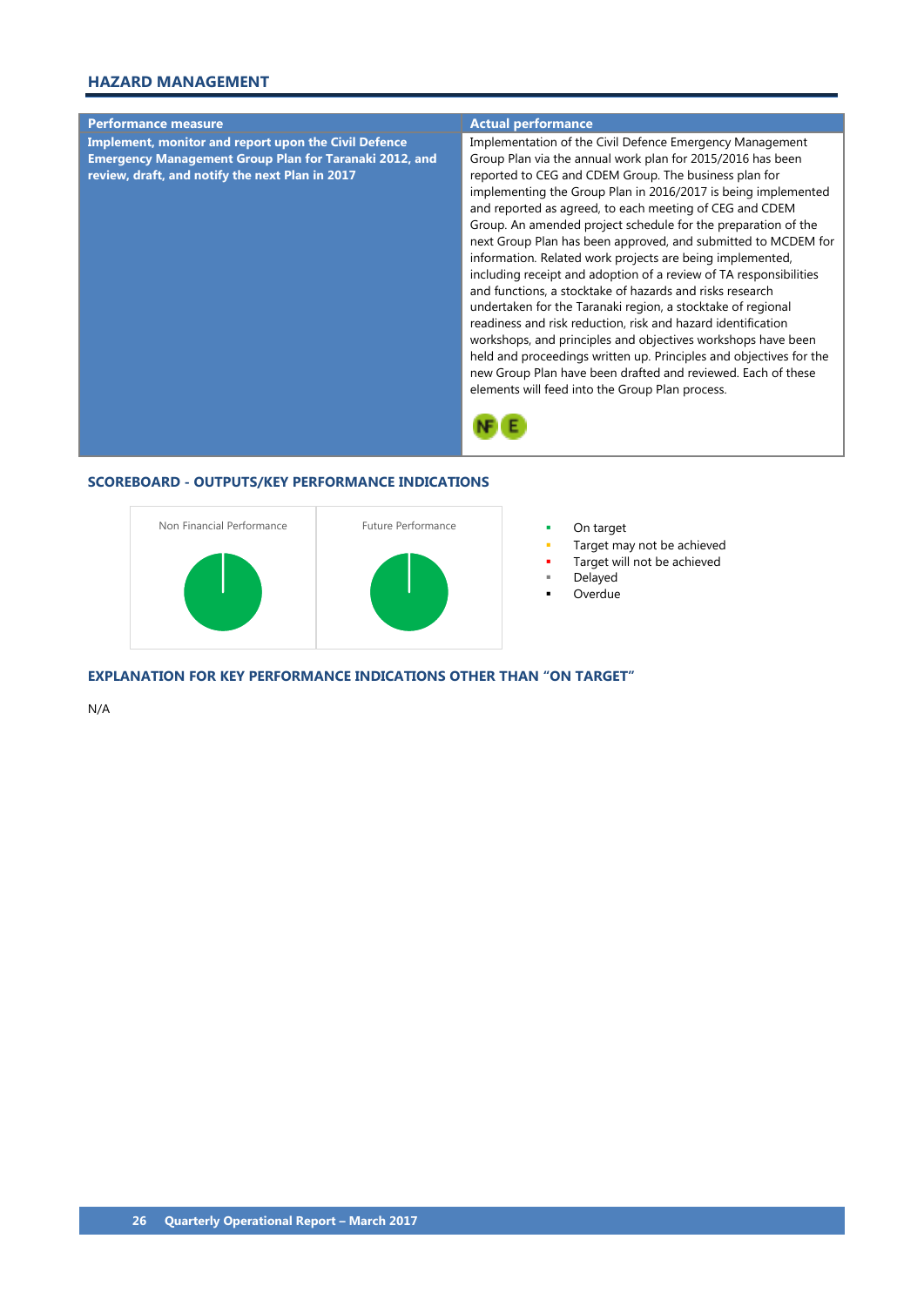## HAZARD MANAGEMENT

| Performance measure | Actual performance |
|---|---|
| **Implement, monitor and report upon the Civil Defence Emergency Management Group Plan for Taranaki 2012, and review, draft, and notify the next Plan in 2017** | Implementation of the Civil Defence Emergency Management Group Plan via the annual work plan for 2015/2016 has been reported to CEG and CDEM Group. The business plan for implementing the Group Plan in 2016/2017 is being implemented and reported as agreed, to each meeting of CEG and CDEM Group. An amended project schedule for the preparation of the next Group Plan has been approved, and submitted to MCDEM for information. Related work projects are being implemented, including receipt and adoption of a review of TA responsibilities and functions, a stocktake of hazards and risks research undertaken for the Taranaki region, a stocktake of regional readiness and risk reduction, risk and hazard identification workshops, and principles and objectives workshops have been held and proceedings written up. Principles and objectives for the new Group Plan have been drafted and reviewed. Each of these elements will feed into the Group Plan process. NF E |

### SCOREBOARD - OUTPUTS/KEY PERFORMANCE INDICATIONS

Non Financial Performance

Future Performance

- On target
- Target may not be achieved
- Target will not be achieved
- Delayed
- Overdue

### EXPLANATION FOR KEY PERFORMANCE INDICATIONS OTHER THAN "ON TARGET"

N/A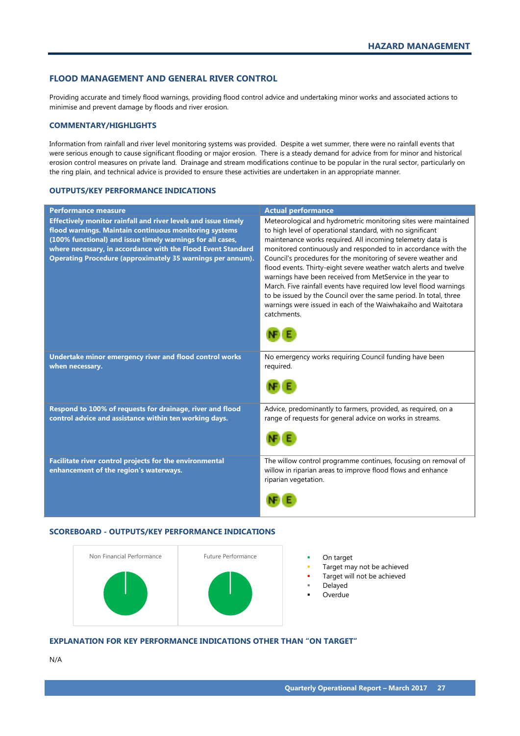# HAZARD MANAGEMENT

## FLOOD MANAGEMENT AND GENERAL RIVER CONTROL

Providing accurate and timely flood warnings, providing flood control advice and undertaking minor works and associated actions to minimise and prevent damage by floods and river erosion.

### COMMENTARY/HIGHLIGHTS

Information from rainfall and river level monitoring systems was provided. Despite a wet summer, there were no rainfall events that were serious enough to cause significant flooding or major erosion. There is a steady demand for advice from for minor and historical erosion control measures on private land. Drainage and stream modifications continue to be popular in the rural sector, particularly on the ring plain, and technical advice is provided to ensure these activities are undertaken in an appropriate manner.

### OUTPUTS/KEY PERFORMANCE INDICATIONS

| Performance measure | Actual performance |
|---|---|
| **Effectively monitor rainfall and river levels and issue timely flood warnings. Maintain continuous monitoring systems (100% functional) and issue timely warnings for all cases, where necessary, in accordance with the Flood Event Standard Operating Procedure (approximately 35 warnings per annum).** | Meteorological and hydrometric monitoring sites were maintained to high level of operational standard, with no significant maintenance works required. All incoming telemetry data is monitored continuously and responded to in accordance with the Council's procedures for the monitoring of severe weather and flood events. Thirty-eight severe weather watch alerts and twelve warnings have been received from MetService in the year to March. Five rainfall events have required low level flood warnings to be issued by the Council over the same period. In total, three warnings were issued in each of the Waiwhakaiho and Waitotara catchments. NF E |
| **Undertake minor emergency river and flood control works when necessary.** | No emergency works requiring Council funding have been required. NF E |
| **Respond to 100% of requests for drainage, river and flood control advice and assistance within ten working days.** | Advice, predominantly to farmers, provided, as required, on a range of requests for general advice on works in streams. NF E |
| **Facilitate river control projects for the environmental enhancement of the region's waterways.** | The willow control programme continues, focusing on removal of willow in riparian areas to improve flood flows and enhance riparian vegetation. NF E |

### SCOREBOARD - OUTPUTS/KEY PERFORMANCE INDICATIONS

| Non Financial Performance | Future Performance |
|---|---|
| | |

- On target
- Target may not be achieved
- Target will not be achieved
- Delayed
- Overdue

### EXPLANATION FOR KEY PERFORMANCE INDICATIONS OTHER THAN "ON TARGET"

N/A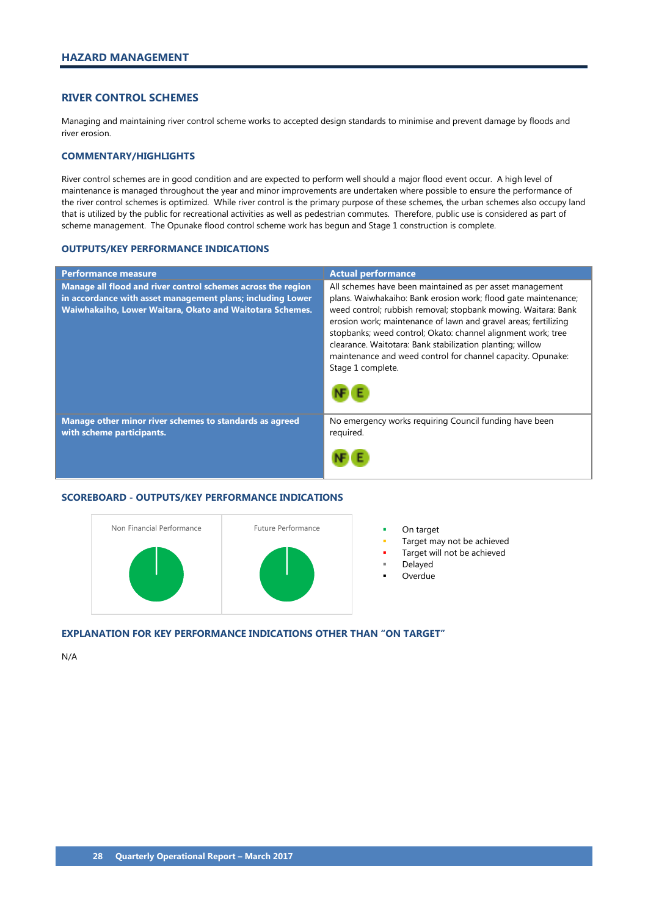# HAZARD MANAGEMENT

## RIVER CONTROL SCHEMES

Managing and maintaining river control scheme works to accepted design standards to minimise and prevent damage by floods and river erosion.

### COMMENTARY/HIGHLIGHTS

River control schemes are in good condition and are expected to perform well should a major flood event occur. A high level of maintenance is managed throughout the year and minor improvements are undertaken where possible to ensure the performance of the river control schemes is optimized. While river control is the primary purpose of these schemes, the urban schemes also occupy land that is utilized by the public for recreational activities as well as pedestrian commutes. Therefore, public use is considered as part of scheme management. The Opunake flood control scheme work has begun and Stage 1 construction is complete.

### OUTPUTS/KEY PERFORMANCE INDICATIONS

| Performance measure | Actual performance |
|---|---|
| **Manage all flood and river control schemes across the region in accordance with asset management plans; including Lower Waiwhakaiho, Lower Waitara, Okato and Waitotara Schemes.** | All schemes have been maintained as per asset management plans. Waiwhakaiho: Bank erosion work; flood gate maintenance; weed control; rubbish removal; stopbank mowing. Waitara: Bank erosion work; maintenance of lawn and gravel areas; fertilizing stopbanks; weed control; Okato: channel alignment work; tree clearance. Waitotara: Bank stabilization planting; willow maintenance and weed control for channel capacity. Opunake: Stage 1 complete. NF E |
| **Manage other minor river schemes to standards as agreed with scheme participants.** | No emergency works requiring Council funding have been required. NF E |

### SCOREBOARD - OUTPUTS/KEY PERFORMANCE INDICATIONS

Non Financial Performance | Future Performance

- On target
- Target may not be achieved
- Target will not be achieved
- Delayed
- Overdue

### EXPLANATION FOR KEY PERFORMANCE INDICATIONS OTHER THAN "ON TARGET"

N/A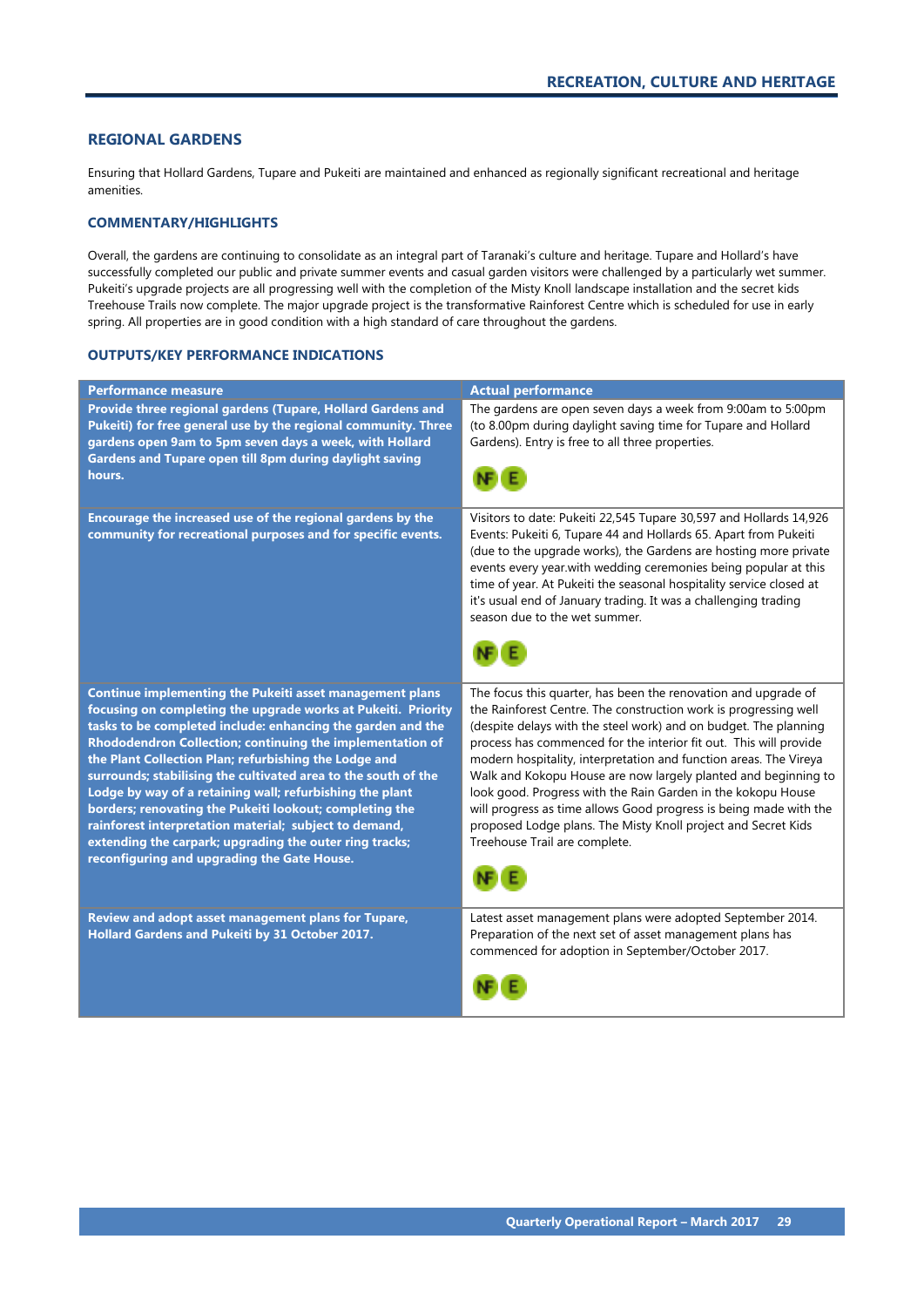## REGIONAL GARDENS

Ensuring that Hollard Gardens, Tupare and Pukeiti are maintained and enhanced as regionally significant recreational and heritage amenities.

### COMMENTARY/HIGHLIGHTS

Overall, the gardens are continuing to consolidate as an integral part of Taranaki's culture and heritage. Tupare and Hollard's have successfully completed our public and private summer events and casual garden visitors were challenged by a particularly wet summer. Pukeiti's upgrade projects are all progressing well with the completion of the Misty Knoll landscape installation and the secret kids Treehouse Trails now complete. The major upgrade project is the transformative Rainforest Centre which is scheduled for use in early spring. All properties are in good condition with a high standard of care throughout the gardens.

### OUTPUTS/KEY PERFORMANCE INDICATIONS

| Performance measure | Actual performance |
|---|---|
| **Provide three regional gardens (Tupare, Hollard Gardens and Pukeiti) for free general use by the regional community. Three gardens open 9am to 5pm seven days a week, with Hollard Gardens and Tupare open till 8pm during daylight saving hours.** | The gardens are open seven days a week from 9:00am to 5:00pm (to 8.00pm during daylight saving time for Tupare and Hollard Gardens). Entry is free to all three properties. NF E |
| **Encourage the increased use of the regional gardens by the community for recreational purposes and for specific events.** | Visitors to date: Pukeiti 22,545 Tupare 30,597 and Hollards 14,926 Events: Pukeiti 6, Tupare 44 and Hollards 65. Apart from Pukeiti (due to the upgrade works), the Gardens are hosting more private events every year.with wedding ceremonies being popular at this time of year. At Pukeiti the seasonal hospitality service closed at it's usual end of January trading. It was a challenging trading season due to the wet summer. NF E |
| **Continue implementing the Pukeiti asset management plans focusing on completing the upgrade works at Pukeiti. Priority tasks to be completed include: enhancing the garden and the Rhododendron Collection; continuing the implementation of the Plant Collection Plan; refurbishing the Lodge and surrounds; stabilising the cultivated area to the south of the Lodge by way of a retaining wall; refurbishing the plant borders; renovating the Pukeiti lookout; completing the rainforest interpretation material; subject to demand, extending the carpark; upgrading the outer ring tracks; reconfiguring and upgrading the Gate House.** | The focus this quarter, has been the renovation and upgrade of the Rainforest Centre. The construction work is progressing well (despite delays with the steel work) and on budget. The planning process has commenced for the interior fit out. This will provide modern hospitality, interpretation and function areas. The Vireya Walk and Kokopu House are now largely planted and beginning to look good. Progress with the Rain Garden in the kokopu House will progress as time allows Good progress is being made with the proposed Lodge plans. The Misty Knoll project and Secret Kids Treehouse Trail are complete. NF E |
| **Review and adopt asset management plans for Tupare, Hollard Gardens and Pukeiti by 31 October 2017.** | Latest asset management plans were adopted September 2014. Preparation of the next set of asset management plans has commenced for adoption in September/October 2017. NF E |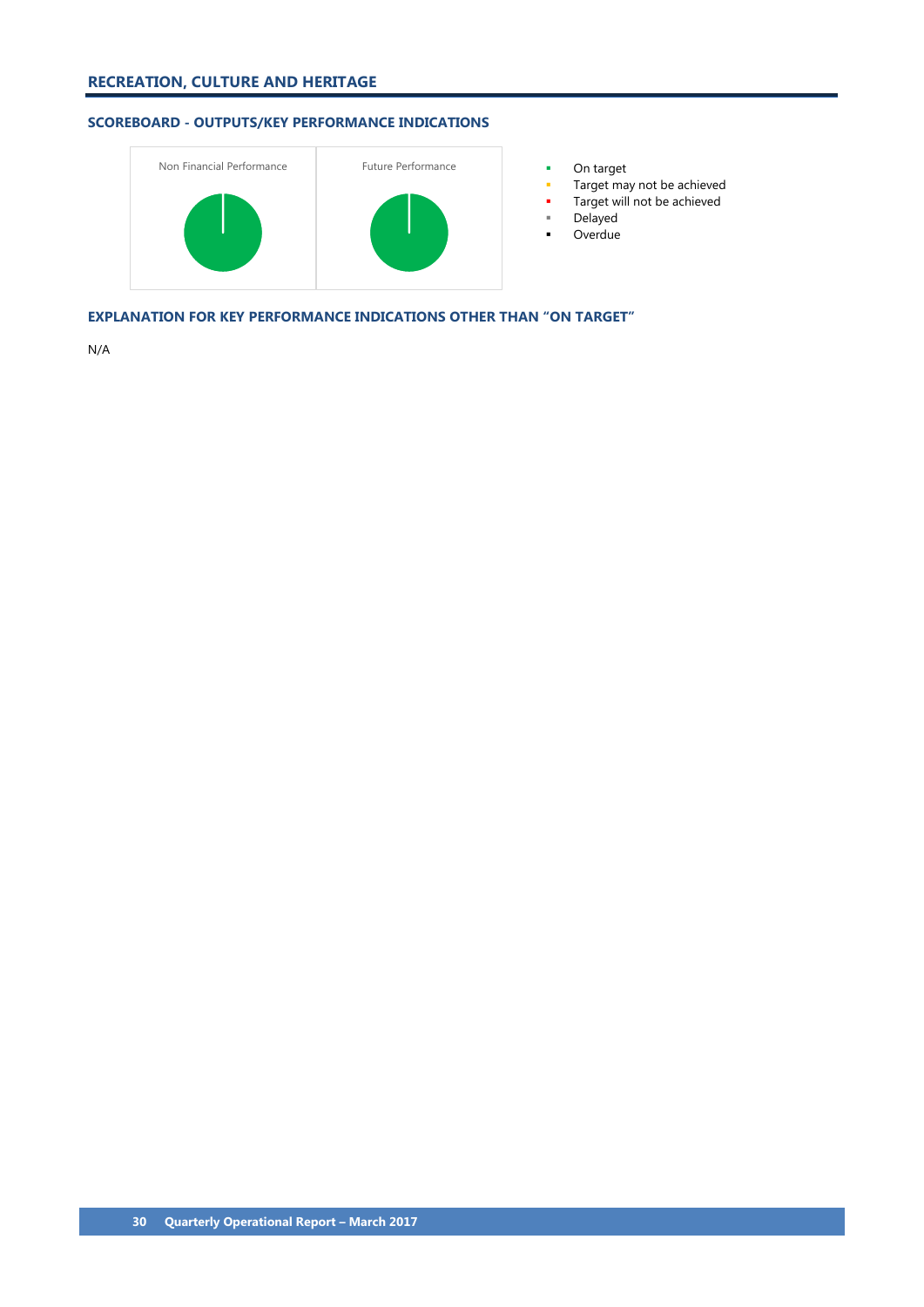## RECREATION, CULTURE AND HERITAGE

### SCOREBOARD - OUTPUTS/KEY PERFORMANCE INDICATIONS

Non Financial Performance

Future Performance

- On target
- Target may not be achieved
- Target will not be achieved
- Delayed
- Overdue

### EXPLANATION FOR KEY PERFORMANCE INDICATIONS OTHER THAN "ON TARGET"

N/A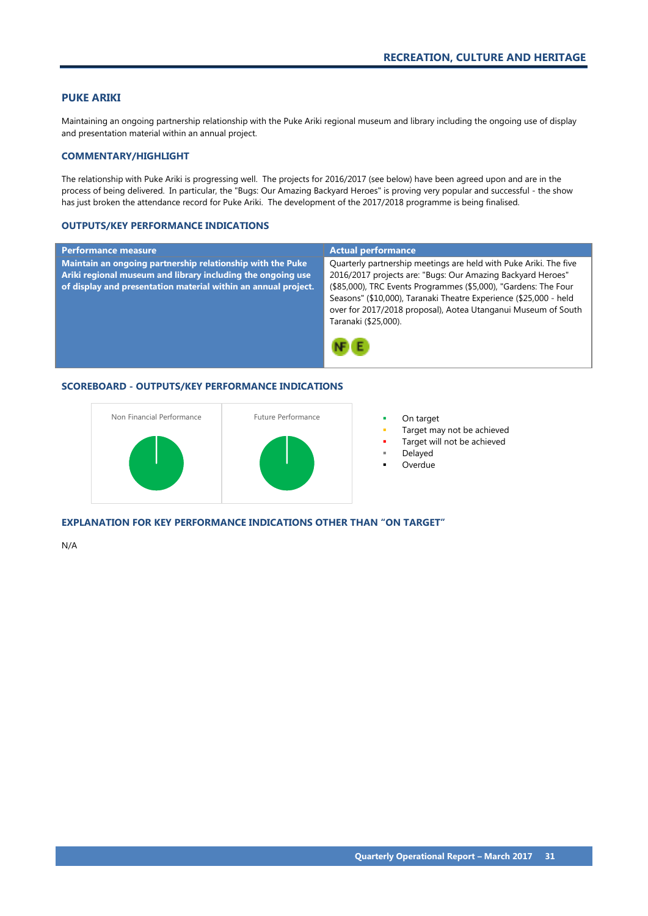## PUKE ARIKI

Maintaining an ongoing partnership relationship with the Puke Ariki regional museum and library including the ongoing use of display and presentation material within an annual project.

### COMMENTARY/HIGHLIGHT

The relationship with Puke Ariki is progressing well. The projects for 2016/2017 (see below) have been agreed upon and are in the process of being delivered. In particular, the "Bugs: Our Amazing Backyard Heroes" is proving very popular and successful - the show has just broken the attendance record for Puke Ariki. The development of the 2017/2018 programme is being finalised.

### OUTPUTS/KEY PERFORMANCE INDICATIONS

| Performance measure | Actual performance |
|---|---|
| **Maintain an ongoing partnership relationship with the Puke Ariki regional museum and library including the ongoing use of display and presentation material within an annual project.** | Quarterly partnership meetings are held with Puke Ariki. The five 2016/2017 projects are: "Bugs: Our Amazing Backyard Heroes" ($85,000), TRC Events Programmes ($5,000), "Gardens: The Four Seasons" ($10,000), Taranaki Theatre Experience ($25,000 - held over for 2017/2018 proposal), Aotea Utanganui Museum of South Taranaki ($25,000). NF E |

### SCOREBOARD - OUTPUTS/KEY PERFORMANCE INDICATIONS

Non Financial Performance

Future Performance

- On target
- Target may not be achieved
- Target will not be achieved
- Delayed
- Overdue

### EXPLANATION FOR KEY PERFORMANCE INDICATIONS OTHER THAN "ON TARGET"

N/A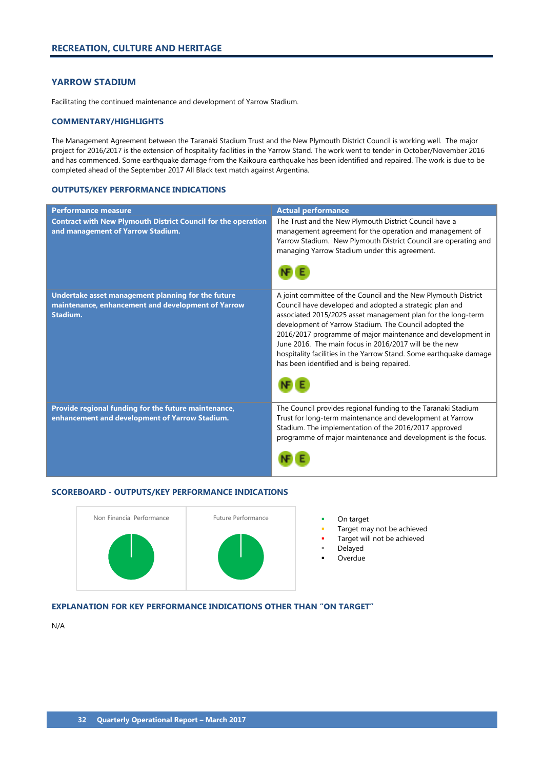## RECREATION, CULTURE AND HERITAGE

### YARROW STADIUM

Facilitating the continued maintenance and development of Yarrow Stadium.

#### COMMENTARY/HIGHLIGHTS

The Management Agreement between the Taranaki Stadium Trust and the New Plymouth District Council is working well. The major project for 2016/2017 is the extension of hospitality facilities in the Yarrow Stand. The work went to tender in October/November 2016 and has commenced. Some earthquake damage from the Kaikoura earthquake has been identified and repaired. The work is due to be completed ahead of the September 2017 All Black text match against Argentina.

#### OUTPUTS/KEY PERFORMANCE INDICATIONS

| Performance measure | Actual performance |
|---|---|
| **Contract with New Plymouth District Council for the operation and management of Yarrow Stadium.** | The Trust and the New Plymouth District Council have a management agreement for the operation and management of Yarrow Stadium. New Plymouth District Council are operating and managing Yarrow Stadium under this agreement. NF E |
| **Undertake asset management planning for the future maintenance, enhancement and development of Yarrow Stadium.** | A joint committee of the Council and the New Plymouth District Council have developed and adopted a strategic plan and associated 2015/2025 asset management plan for the long-term development of Yarrow Stadium. The Council adopted the 2016/2017 programme of major maintenance and development in June 2016. The main focus in 2016/2017 will be the new hospitality facilities in the Yarrow Stand. Some earthquake damage has been identified and is being repaired. NF E |
| **Provide regional funding for the future maintenance, enhancement and development of Yarrow Stadium.** | The Council provides regional funding to the Taranaki Stadium Trust for long-term maintenance and development at Yarrow Stadium. The implementation of the 2016/2017 approved programme of major maintenance and development is the focus. NF E |

#### SCOREBOARD - OUTPUTS/KEY PERFORMANCE INDICATIONS

Non Financial Performance | Future Performance

- On target
- Target may not be achieved
- Target will not be achieved
- Delayed
- Overdue

#### EXPLANATION FOR KEY PERFORMANCE INDICATIONS OTHER THAN "ON TARGET"

N/A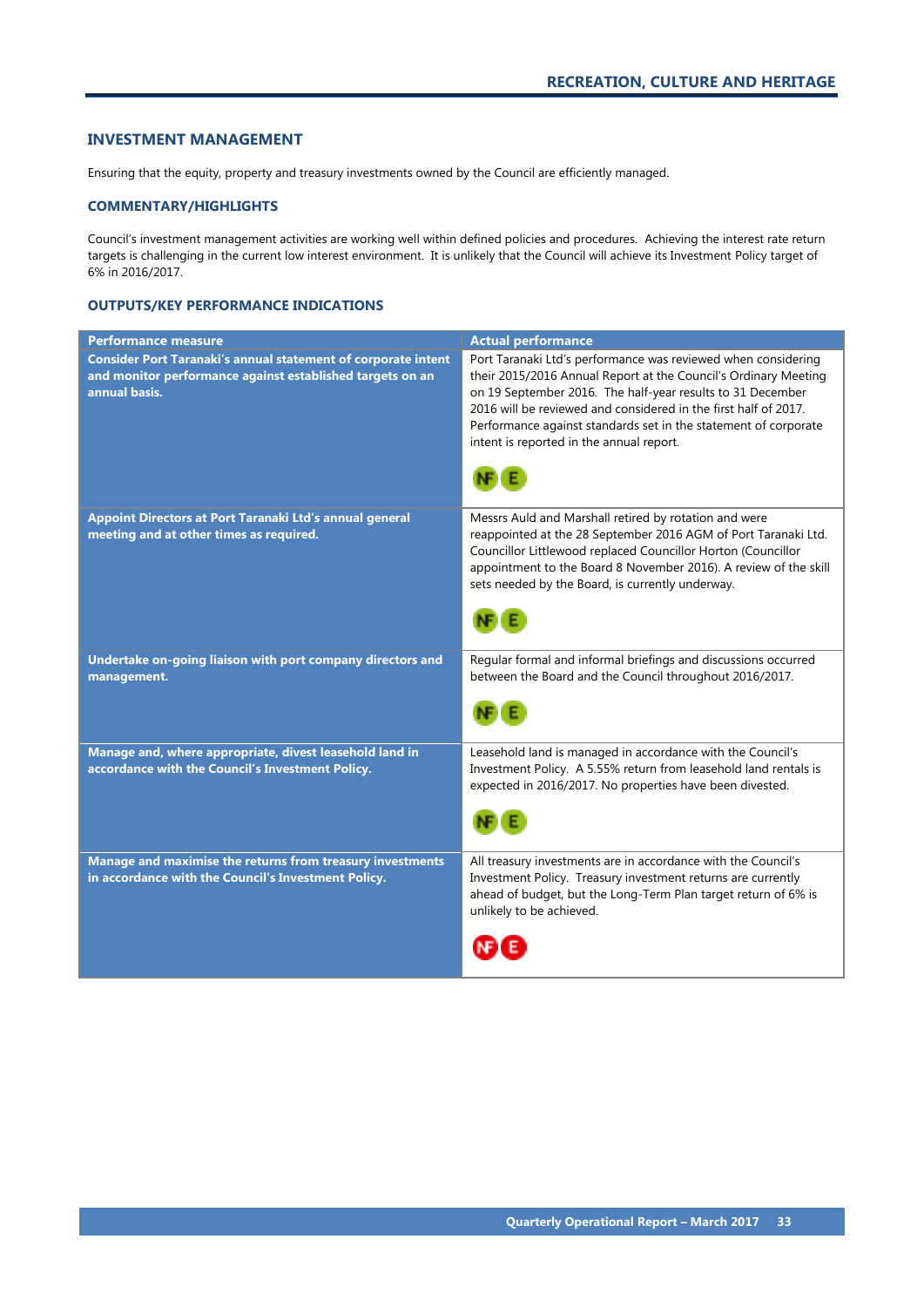## INVESTMENT MANAGEMENT

Ensuring that the equity, property and treasury investments owned by the Council are efficiently managed.

### COMMENTARY/HIGHLIGHTS

Council's investment management activities are working well within defined policies and procedures. Achieving the interest rate return targets is challenging in the current low interest environment. It is unlikely that the Council will achieve its Investment Policy target of 6% in 2016/2017.

### OUTPUTS/KEY PERFORMANCE INDICATIONS

| Performance measure | Actual performance |
|---|---|
| **Consider Port Taranaki's annual statement of corporate intent and monitor performance against established targets on an annual basis.** | Port Taranaki Ltd's performance was reviewed when considering their 2015/2016 Annual Report at the Council's Ordinary Meeting on 19 September 2016. The half-year results to 31 December 2016 will be reviewed and considered in the first half of 2017. Performance against standards set in the statement of corporate intent is reported in the annual report. NF E |
| **Appoint Directors at Port Taranaki Ltd's annual general meeting and at other times as required.** | Messrs Auld and Marshall retired by rotation and were reappointed at the 28 September 2016 AGM of Port Taranaki Ltd. Councillor Littlewood replaced Councillor Horton (Councillor appointment to the Board 8 November 2016). A review of the skill sets needed by the Board, is currently underway. NF E |
| **Undertake on-going liaison with port company directors and management.** | Regular formal and informal briefings and discussions occurred between the Board and the Council throughout 2016/2017. NF E |
| **Manage and, where appropriate, divest leasehold land in accordance with the Council's Investment Policy.** | Leasehold land is managed in accordance with the Council's Investment Policy. A 5.55% return from leasehold land rentals is expected in 2016/2017. No properties have been divested. NF E |
| **Manage and maximise the returns from treasury investments in accordance with the Council's Investment Policy.** | All treasury investments are in accordance with the Council's Investment Policy. Treasury investment returns are currently ahead of budget, but the Long-Term Plan target return of 6% is unlikely to be achieved. NF E |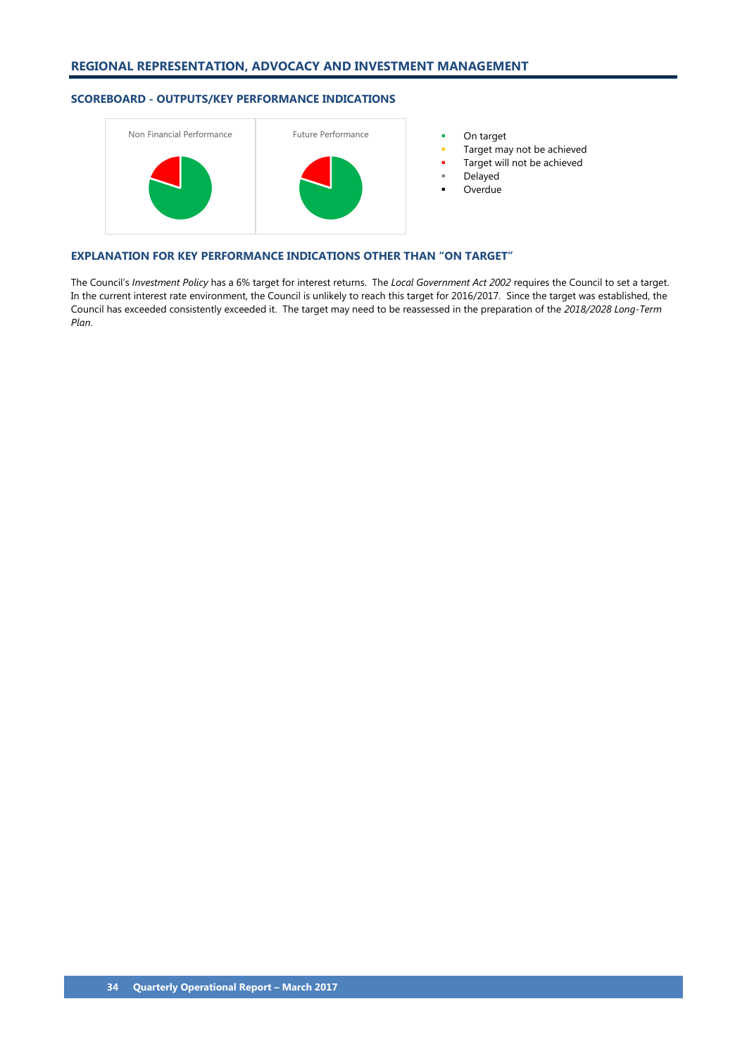## REGIONAL REPRESENTATION, ADVOCACY AND INVESTMENT MANAGEMENT

### SCOREBOARD - OUTPUTS/KEY PERFORMANCE INDICATIONS

Non Financial Performance

Future Performance

- On target
- Target may not be achieved
- Target will not be achieved
- Delayed
- Overdue

### EXPLANATION FOR KEY PERFORMANCE INDICATIONS OTHER THAN "ON TARGET"

The Council's *Investment Policy* has a 6% target for interest returns. The *Local Government Act 2002* requires the Council to set a target. In the current interest rate environment, the Council is unlikely to reach this target for 2016/2017. Since the target was established, the Council has exceeded consistently exceeded it. The target may need to be reassessed in the preparation of the *2018/2028 Long-Term Plan*.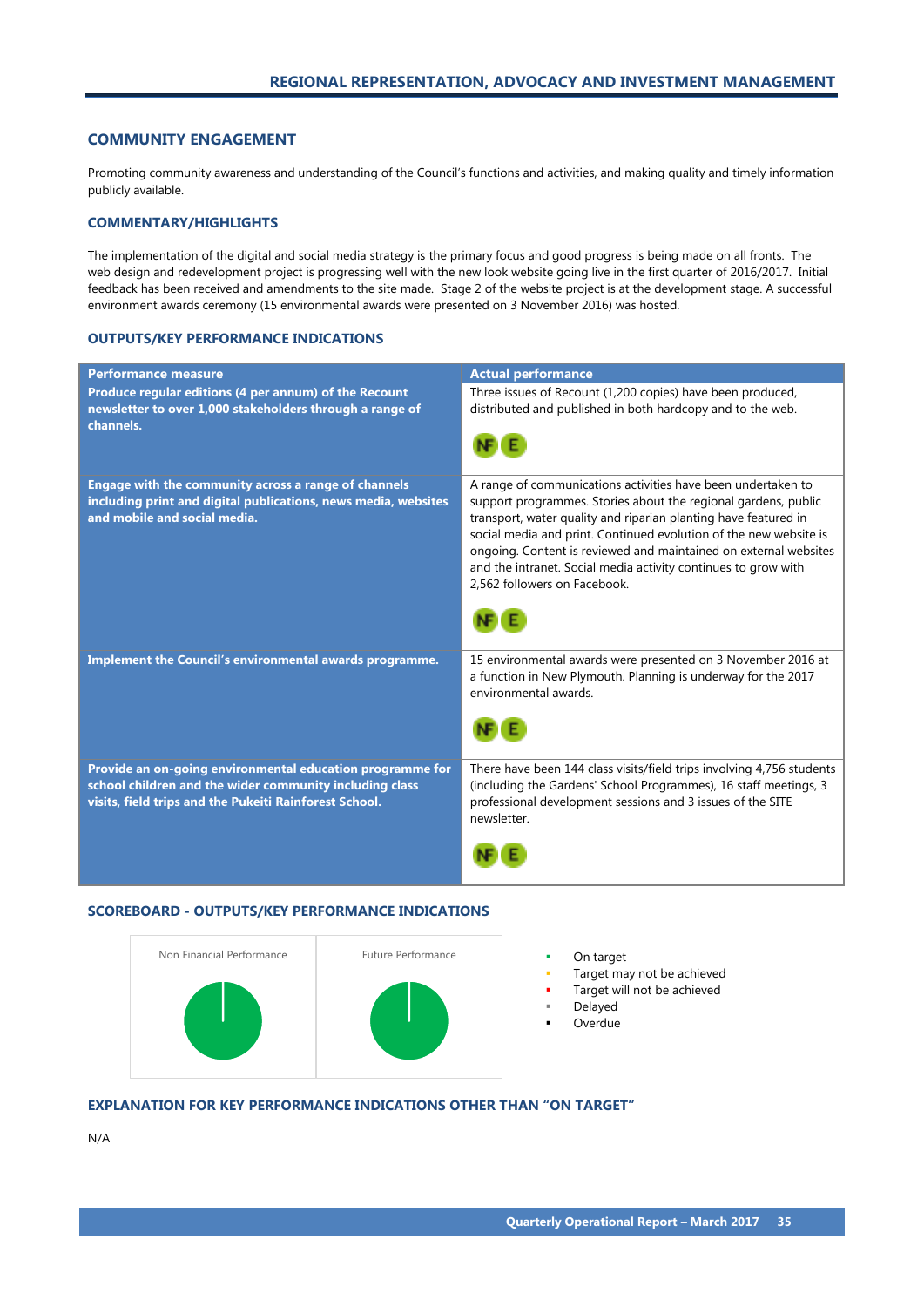## COMMUNITY ENGAGEMENT

Promoting community awareness and understanding of the Council's functions and activities, and making quality and timely information publicly available.

### COMMENTARY/HIGHLIGHTS

The implementation of the digital and social media strategy is the primary focus and good progress is being made on all fronts. The web design and redevelopment project is progressing well with the new look website going live in the first quarter of 2016/2017. Initial feedback has been received and amendments to the site made. Stage 2 of the website project is at the development stage. A successful environment awards ceremony (15 environmental awards were presented on 3 November 2016) was hosted.

### OUTPUTS/KEY PERFORMANCE INDICATIONS

| Performance measure | Actual performance |
|---|---|
| **Produce regular editions (4 per annum) of the Recount newsletter to over 1,000 stakeholders through a range of channels.** | Three issues of Recount (1,200 copies) have been produced, distributed and published in both hardcopy and to the web. NF E |
| **Engage with the community across a range of channels including print and digital publications, news media, websites and mobile and social media.** | A range of communications activities have been undertaken to support programmes. Stories about the regional gardens, public transport, water quality and riparian planting have featured in social media and print. Continued evolution of the new website is ongoing. Content is reviewed and maintained on external websites and the intranet. Social media activity continues to grow with 2,562 followers on Facebook. NF E |
| **Implement the Council's environmental awards programme.** | 15 environmental awards were presented on 3 November 2016 at a function in New Plymouth. Planning is underway for the 2017 environmental awards. NF E |
| **Provide an on-going environmental education programme for school children and the wider community including class visits, field trips and the Pukeiti Rainforest School.** | There have been 144 class visits/field trips involving 4,756 students (including the Gardens' School Programmes), 16 staff meetings, 3 professional development sessions and 3 issues of the SITE newsletter. NF E |

### SCOREBOARD - OUTPUTS/KEY PERFORMANCE INDICATIONS

Non Financial Performance

Future Performance

- On target
- Target may not be achieved
- Target will not be achieved
- Delayed
- Overdue

### EXPLANATION FOR KEY PERFORMANCE INDICATIONS OTHER THAN "ON TARGET"

N/A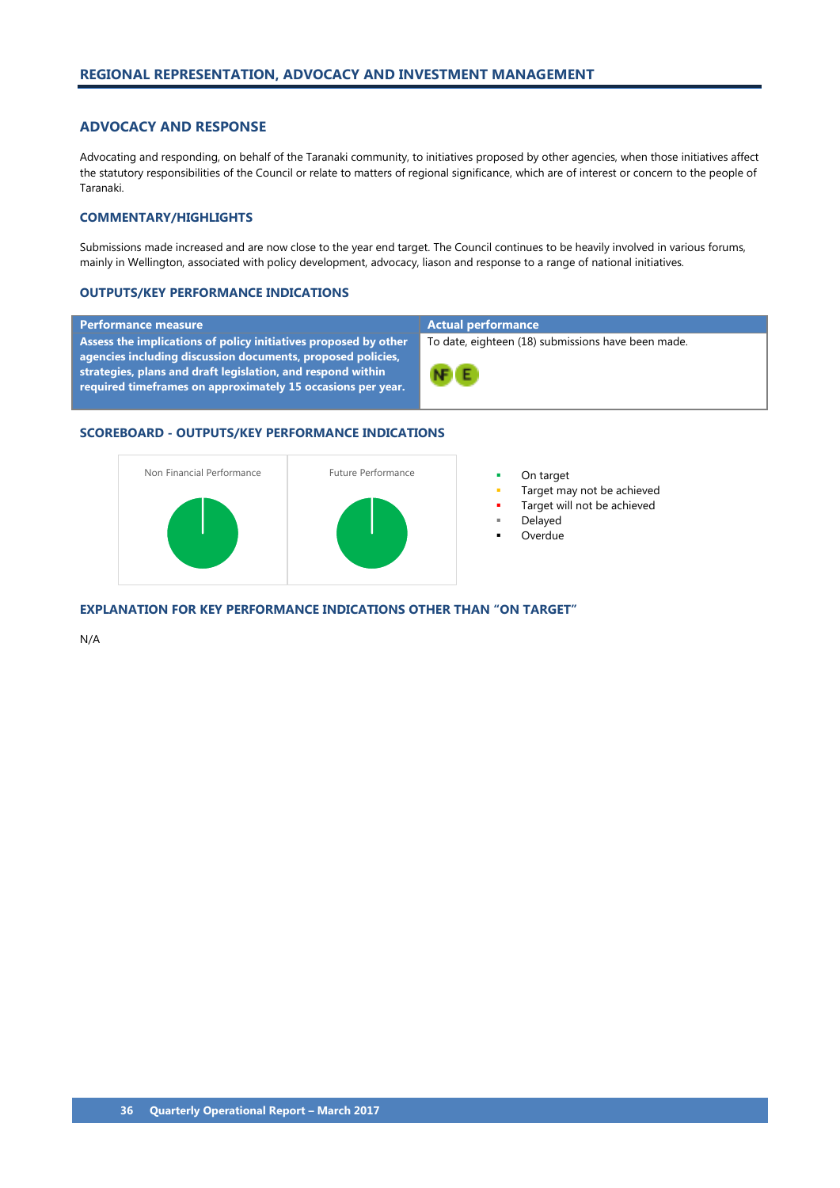## REGIONAL REPRESENTATION, ADVOCACY AND INVESTMENT MANAGEMENT

### ADVOCACY AND RESPONSE

Advocating and responding, on behalf of the Taranaki community, to initiatives proposed by other agencies, when those initiatives affect the statutory responsibilities of the Council or relate to matters of regional significance, which are of interest or concern to the people of Taranaki.

#### COMMENTARY/HIGHLIGHTS

Submissions made increased and are now close to the year end target. The Council continues to be heavily involved in various forums, mainly in Wellington, associated with policy development, advocacy, liason and response to a range of national initiatives.

#### OUTPUTS/KEY PERFORMANCE INDICATIONS

| Performance measure | Actual performance |
|---|---|
| **Assess the implications of policy initiatives proposed by other agencies including discussion documents, proposed policies, strategies, plans and draft legislation, and respond within required timeframes on approximately 15 occasions per year.** | To date, eighteen (18) submissions have been made. NF E |

#### SCOREBOARD - OUTPUTS/KEY PERFORMANCE INDICATIONS

Non Financial Performance

Future Performance

- On target
- Target may not be achieved
- Target will not be achieved
- Delayed
- Overdue

#### EXPLANATION FOR KEY PERFORMANCE INDICATIONS OTHER THAN "ON TARGET"

N/A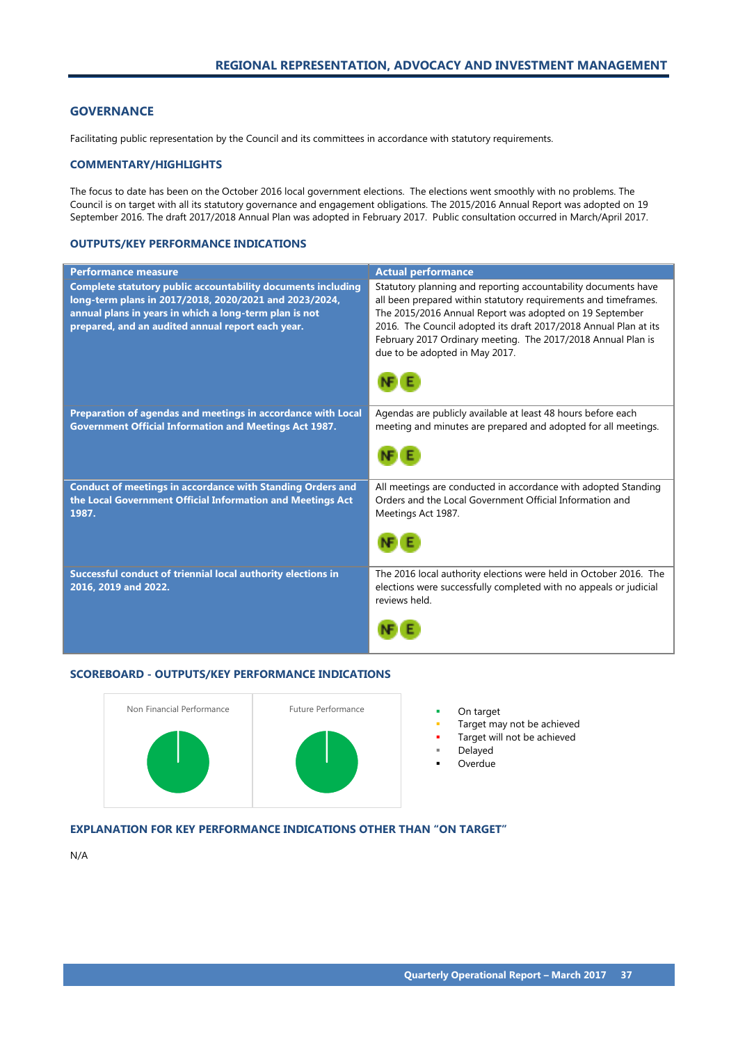## GOVERNANCE

Facilitating public representation by the Council and its committees in accordance with statutory requirements.

### COMMENTARY/HIGHLIGHTS

The focus to date has been on the October 2016 local government elections. The elections went smoothly with no problems. The Council is on target with all its statutory governance and engagement obligations. The 2015/2016 Annual Report was adopted on 19 September 2016. The draft 2017/2018 Annual Plan was adopted in February 2017. Public consultation occurred in March/April 2017.

### OUTPUTS/KEY PERFORMANCE INDICATIONS

| Performance measure | Actual performance |
|---|---|
| **Complete statutory public accountability documents including long-term plans in 2017/2018, 2020/2021 and 2023/2024, annual plans in years in which a long-term plan is not prepared, and an audited annual report each year.** | Statutory planning and reporting accountability documents have all been prepared within statutory requirements and timeframes. The 2015/2016 Annual Report was adopted on 19 September 2016. The Council adopted its draft 2017/2018 Annual Plan at its February 2017 Ordinary meeting. The 2017/2018 Annual Plan is due to be adopted in May 2017. NF E |
| **Preparation of agendas and meetings in accordance with Local Government Official Information and Meetings Act 1987.** | Agendas are publicly available at least 48 hours before each meeting and minutes are prepared and adopted for all meetings. NF E |
| **Conduct of meetings in accordance with Standing Orders and the Local Government Official Information and Meetings Act 1987.** | All meetings are conducted in accordance with adopted Standing Orders and the Local Government Official Information and Meetings Act 1987. NF E |
| **Successful conduct of triennial local authority elections in 2016, 2019 and 2022.** | The 2016 local authority elections were held in October 2016. The elections were successfully completed with no appeals or judicial reviews held. NF E |

### SCOREBOARD - OUTPUTS/KEY PERFORMANCE INDICATIONS

Non Financial Performance

Future Performance

- On target
- Target may not be achieved
- Target will not be achieved
- Delayed
- Overdue

### EXPLANATION FOR KEY PERFORMANCE INDICATIONS OTHER THAN "ON TARGET"

N/A